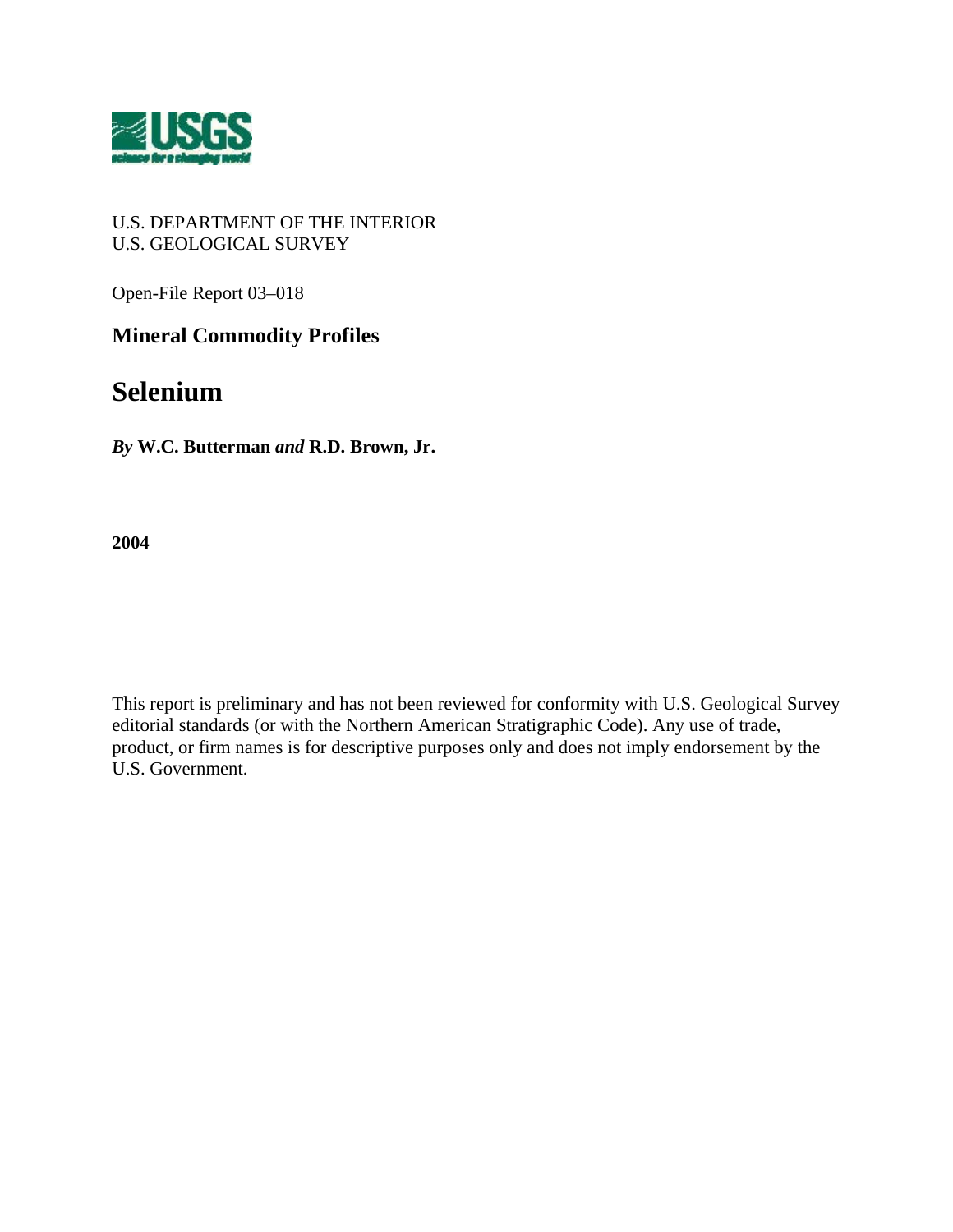U.S. DEPARTMENT OF THE INTERIOR
U.S. GEOLOGICAL SURVEY

Open-File Report 03–018

## Mineral Commodity Profiles

# Selenium

***By*** **W.C. Butterman *and* R.D. Brown, Jr.**

**2004**

This report is preliminary and has not been reviewed for conformity with U.S. Geological Survey editorial standards (or with the Northern American Stratigraphic Code). Any use of trade, product, or firm names is for descriptive purposes only and does not imply endorsement by the U.S. Government.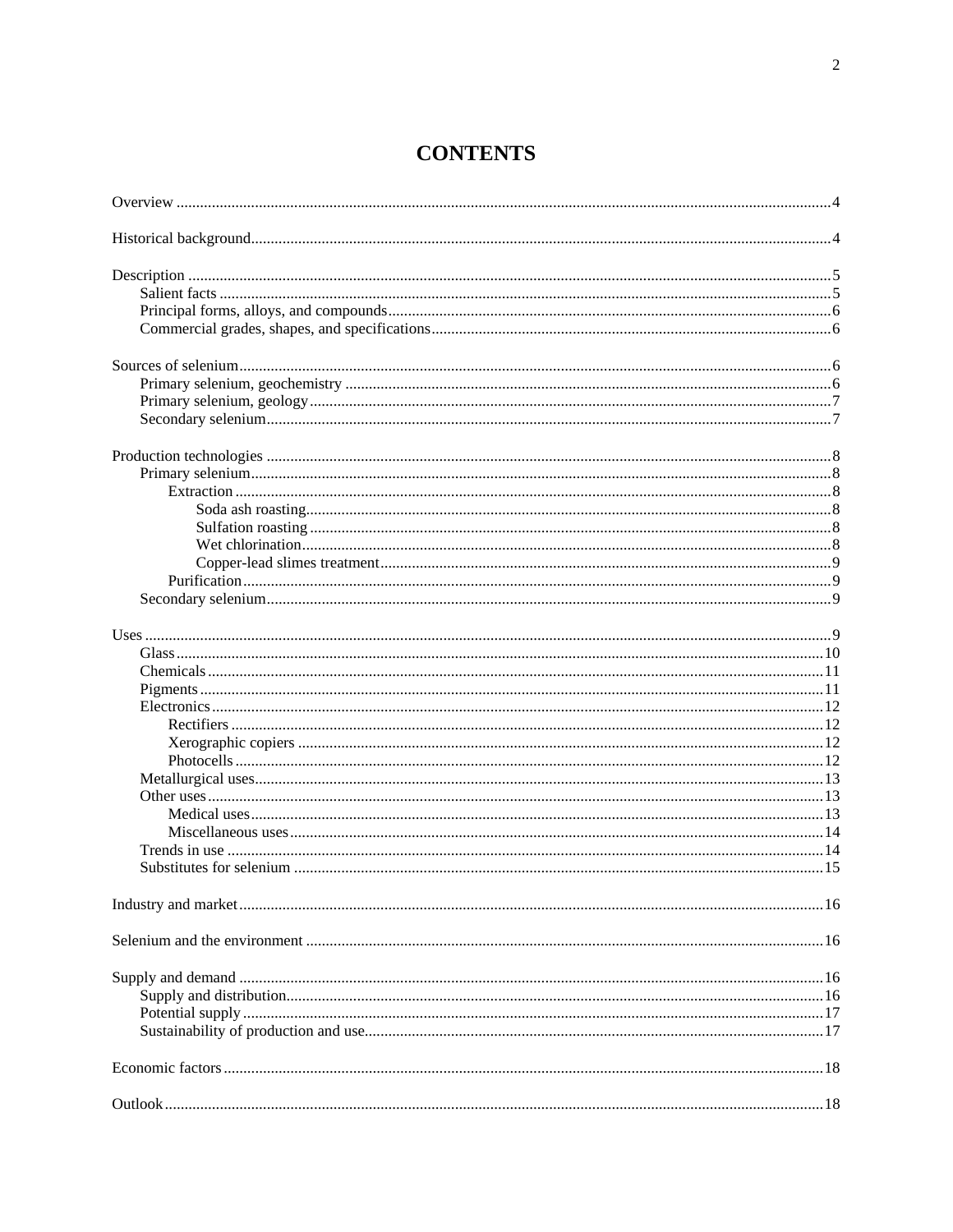# CONTENTS

Overview ..... 4

Historical background ..... 4

Description ..... 5
- Salient facts ..... 5
- Principal forms, alloys, and compounds ..... 6
- Commercial grades, shapes, and specifications ..... 6

Sources of selenium ..... 6
- Primary selenium, geochemistry ..... 6
- Primary selenium, geology ..... 7
- Secondary selenium ..... 7

Production technologies ..... 8
- Primary selenium ..... 8
  - Extraction ..... 8
    - Soda ash roasting ..... 8
    - Sulfation roasting ..... 8
    - Wet chlorination ..... 8
    - Copper-lead slimes treatment ..... 9
  - Purification ..... 9
- Secondary selenium ..... 9

Uses ..... 9
- Glass ..... 10
- Chemicals ..... 11
- Pigments ..... 11
- Electronics ..... 12
  - Rectifiers ..... 12
  - Xerographic copiers ..... 12
  - Photocells ..... 12
- Metallurgical uses ..... 13
- Other uses ..... 13
  - Medical uses ..... 13
  - Miscellaneous uses ..... 14
- Trends in use ..... 14
- Substitutes for selenium ..... 15

Industry and market ..... 16

Selenium and the environment ..... 16

Supply and demand ..... 16
- Supply and distribution ..... 16
- Potential supply ..... 17
- Sustainability of production and use ..... 17

Economic factors ..... 18

Outlook ..... 18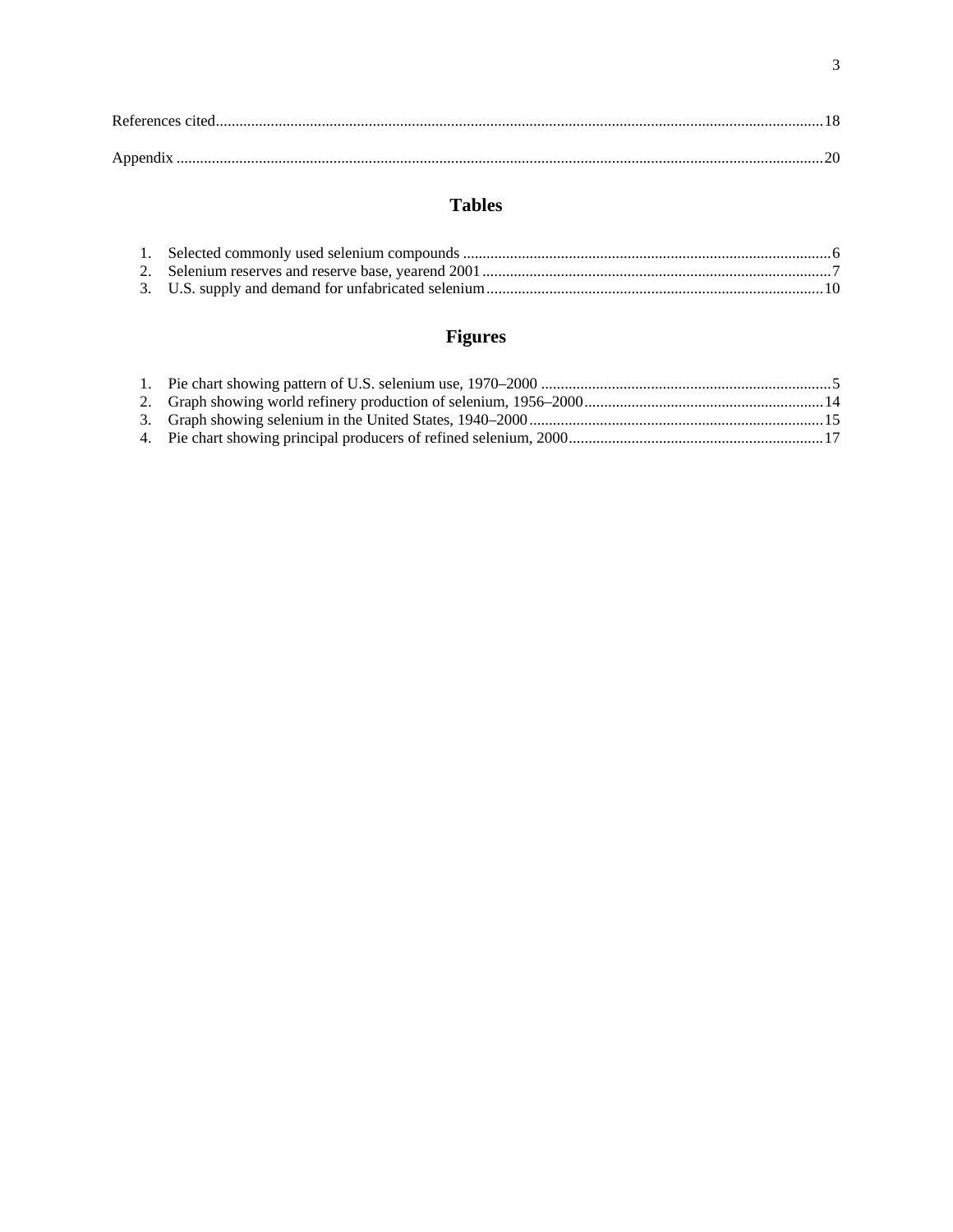References cited .......................................................................................................................................... 18

Appendix .................................................................................................................................................... 20

## Tables

1. Selected commonly used selenium compounds ............................................................................................ 6
2. Selenium reserves and reserve base, yearend 2001 ........................................................................................ 7
3. U.S. supply and demand for unfabricated selenium ..................................................................................... 10

## Figures

1. Pie chart showing pattern of U.S. selenium use, 1970–2000 .......................................................................... 5
2. Graph showing world refinery production of selenium, 1956–2000 ............................................................ 14
3. Graph showing selenium in the United States, 1940–2000 ........................................................................... 15
4. Pie chart showing principal producers of refined selenium, 2000 ................................................................ 17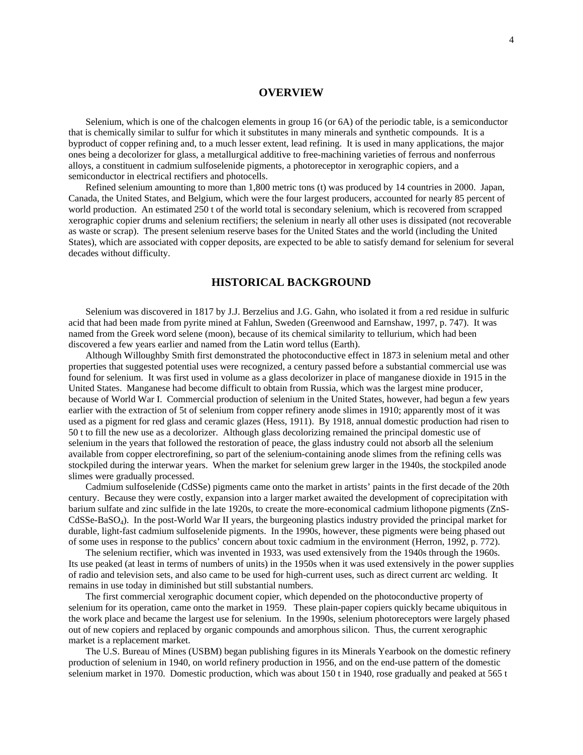## OVERVIEW

Selenium, which is one of the chalcogen elements in group 16 (or 6A) of the periodic table, is a semiconductor that is chemically similar to sulfur for which it substitutes in many minerals and synthetic compounds. It is a byproduct of copper refining and, to a much lesser extent, lead refining. It is used in many applications, the major ones being a decolorizer for glass, a metallurgical additive to free-machining varieties of ferrous and nonferrous alloys, a constituent in cadmium sulfoselenide pigments, a photoreceptor in xerographic copiers, and a semiconductor in electrical rectifiers and photocells.

Refined selenium amounting to more than 1,800 metric tons (t) was produced by 14 countries in 2000. Japan, Canada, the United States, and Belgium, which were the four largest producers, accounted for nearly 85 percent of world production. An estimated 250 t of the world total is secondary selenium, which is recovered from scrapped xerographic copier drums and selenium rectifiers; the selenium in nearly all other uses is dissipated (not recoverable as waste or scrap). The present selenium reserve bases for the United States and the world (including the United States), which are associated with copper deposits, are expected to be able to satisfy demand for selenium for several decades without difficulty.

## HISTORICAL BACKGROUND

Selenium was discovered in 1817 by J.J. Berzelius and J.G. Gahn, who isolated it from a red residue in sulfuric acid that had been made from pyrite mined at Fahlun, Sweden (Greenwood and Earnshaw, 1997, p. 747). It was named from the Greek word selene (moon), because of its chemical similarity to tellurium, which had been discovered a few years earlier and named from the Latin word tellus (Earth).

Although Willoughby Smith first demonstrated the photoconductive effect in 1873 in selenium metal and other properties that suggested potential uses were recognized, a century passed before a substantial commercial use was found for selenium. It was first used in volume as a glass decolorizer in place of manganese dioxide in 1915 in the United States. Manganese had become difficult to obtain from Russia, which was the largest mine producer, because of World War I. Commercial production of selenium in the United States, however, had begun a few years earlier with the extraction of 5t of selenium from copper refinery anode slimes in 1910; apparently most of it was used as a pigment for red glass and ceramic glazes (Hess, 1911). By 1918, annual domestic production had risen to 50 t to fill the new use as a decolorizer. Although glass decolorizing remained the principal domestic use of selenium in the years that followed the restoration of peace, the glass industry could not absorb all the selenium available from copper electrorefining, so part of the selenium-containing anode slimes from the refining cells was stockpiled during the interwar years. When the market for selenium grew larger in the 1940s, the stockpiled anode slimes were gradually processed.

Cadmium sulfoselenide (CdSSe) pigments came onto the market in artists' paints in the first decade of the 20th century. Because they were costly, expansion into a larger market awaited the development of coprecipitation with barium sulfate and zinc sulfide in the late 1920s, to create the more-economical cadmium lithopone pigments (ZnS-CdSSe-$BaSO_4$). In the post-World War II years, the burgeoning plastics industry provided the principal market for durable, light-fast cadmium sulfoselenide pigments. In the 1990s, however, these pigments were being phased out of some uses in response to the publics' concern about toxic cadmium in the environment (Herron, 1992, p. 772).

The selenium rectifier, which was invented in 1933, was used extensively from the 1940s through the 1960s. Its use peaked (at least in terms of numbers of units) in the 1950s when it was used extensively in the power supplies of radio and television sets, and also came to be used for high-current uses, such as direct current arc welding. It remains in use today in diminished but still substantial numbers.

The first commercial xerographic document copier, which depended on the photoconductive property of selenium for its operation, came onto the market in 1959. These plain-paper copiers quickly became ubiquitous in the work place and became the largest use for selenium. In the 1990s, selenium photoreceptors were largely phased out of new copiers and replaced by organic compounds and amorphous silicon. Thus, the current xerographic market is a replacement market.

The U.S. Bureau of Mines (USBM) began publishing figures in its Minerals Yearbook on the domestic refinery production of selenium in 1940, on world refinery production in 1956, and on the end-use pattern of the domestic selenium market in 1970. Domestic production, which was about 150 t in 1940, rose gradually and peaked at 565 t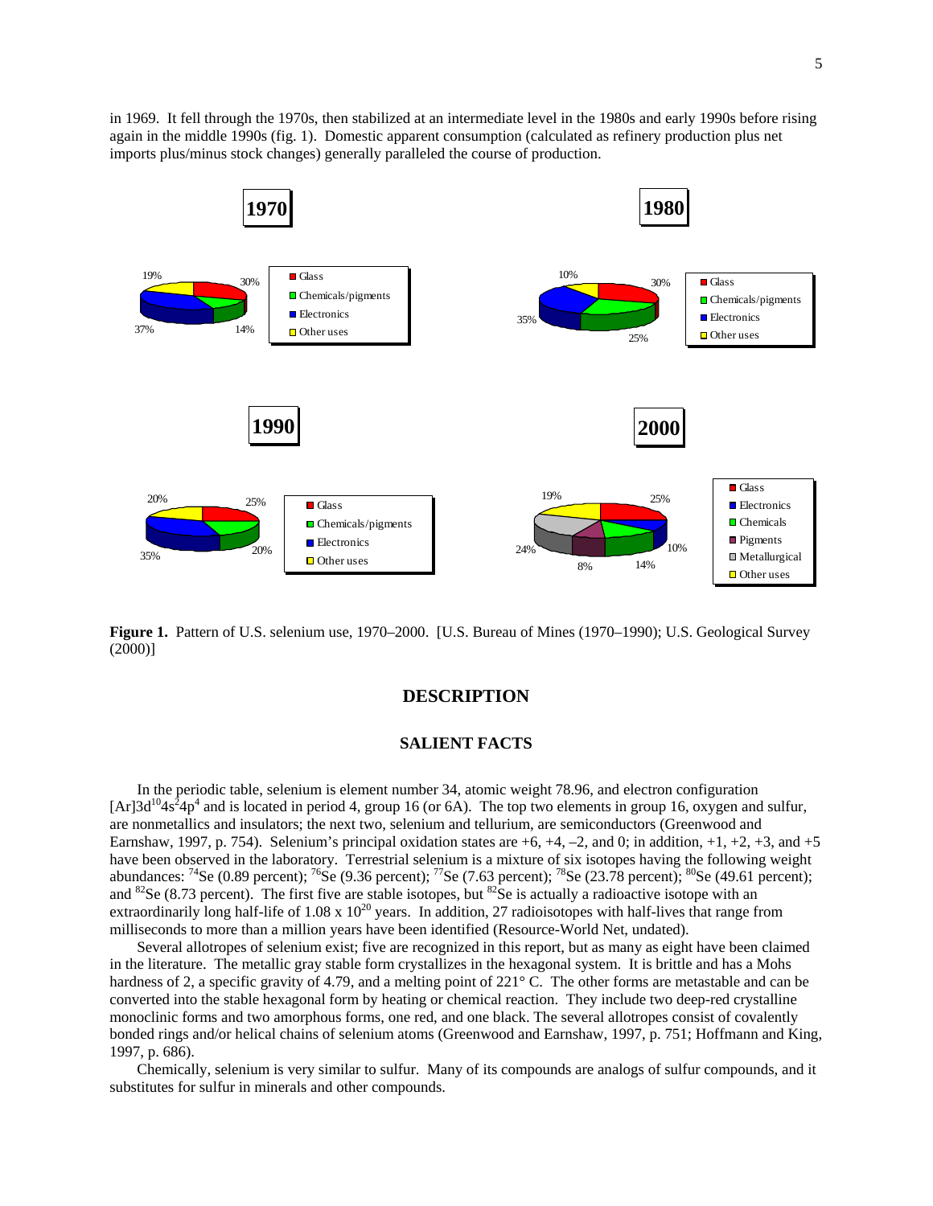in 1969. It fell through the 1970s, then stabilized at an intermediate level in the 1980s and early 1990s before rising again in the middle 1990s (fig. 1). Domestic apparent consumption (calculated as refinery production plus net imports plus/minus stock changes) generally paralleled the course of production.

**Figure 1.** Pattern of U.S. selenium use, 1970–2000. [U.S. Bureau of Mines (1970–1990); U.S. Geological Survey (2000)]

## DESCRIPTION

### SALIENT FACTS

In the periodic table, selenium is element number 34, atomic weight 78.96, and electron configuration $[Ar]3d^{10}4s^{2}4p^{4}$ and is located in period 4, group 16 (or 6A). The top two elements in group 16, oxygen and sulfur, are nonmetallics and insulators; the next two, selenium and tellurium, are semiconductors (Greenwood and Earnshaw, 1997, p. 754). Selenium's principal oxidation states are +6, +4, –2, and 0; in addition, +1, +2, +3, and +5 have been observed in the laboratory. Terrestrial selenium is a mixture of six isotopes having the following weight abundances: $^{74}$Se (0.89 percent); $^{76}$Se (9.36 percent); $^{77}$Se (7.63 percent); $^{78}$Se (23.78 percent); $^{80}$Se (49.61 percent); and $^{82}$Se (8.73 percent). The first five are stable isotopes, but $^{82}$Se is actually a radioactive isotope with an extraordinarily long half-life of $1.08 \times 10^{20}$ years. In addition, 27 radioisotopes with half-lives that range from milliseconds to more than a million years have been identified (Resource-World Net, undated).

Several allotropes of selenium exist; five are recognized in this report, but as many as eight have been claimed in the literature. The metallic gray stable form crystallizes in the hexagonal system. It is brittle and has a Mohs hardness of 2, a specific gravity of 4.79, and a melting point of 221° C. The other forms are metastable and can be converted into the stable hexagonal form by heating or chemical reaction. They include two deep-red crystalline monoclinic forms and two amorphous forms, one red, and one black. The several allotropes consist of covalently bonded rings and/or helical chains of selenium atoms (Greenwood and Earnshaw, 1997, p. 751; Hoffmann and King, 1997, p. 686).

Chemically, selenium is very similar to sulfur. Many of its compounds are analogs of sulfur compounds, and it substitutes for sulfur in minerals and other compounds.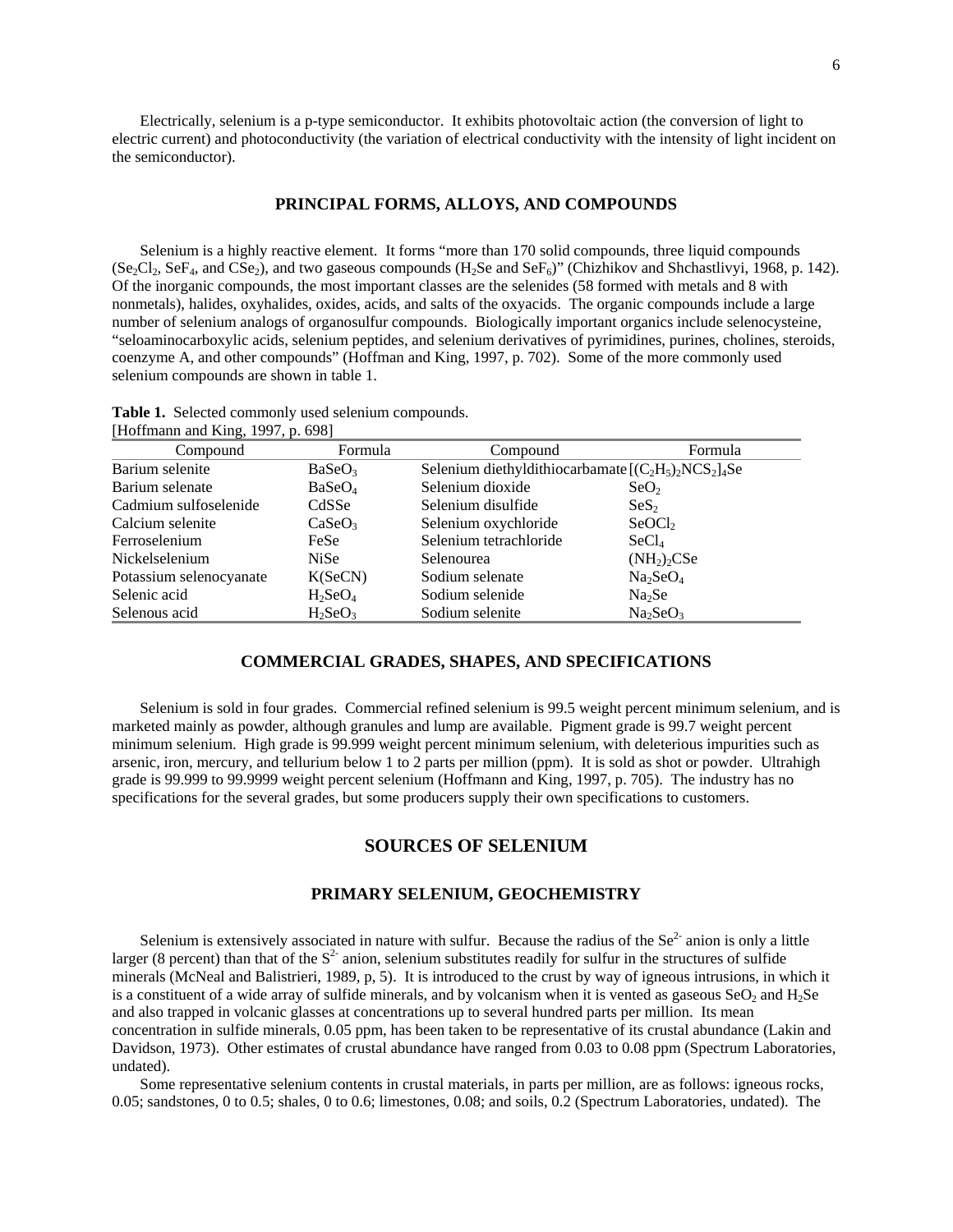Electrically, selenium is a p-type semiconductor. It exhibits photovoltaic action (the conversion of light to electric current) and photoconductivity (the variation of electrical conductivity with the intensity of light incident on the semiconductor).

## PRINCIPAL FORMS, ALLOYS, AND COMPOUNDS

Selenium is a highly reactive element. It forms "more than 170 solid compounds, three liquid compounds ($Se_2Cl_2$, $SeF_4$, and $CSe_2$), and two gaseous compounds ($H_2Se$ and $SeF_6$)" (Chizhikov and Shchastlivyi, 1968, p. 142). Of the inorganic compounds, the most important classes are the selenides (58 formed with metals and 8 with nonmetals), halides, oxyhalides, oxides, acids, and salts of the oxyacids. The organic compounds include a large number of selenium analogs of organosulfur compounds. Biologically important organics include selenocysteine, "seloaminocarboxylic acids, selenium peptides, and selenium derivatives of pyrimidines, purines, cholines, steroids, coenzyme A, and other compounds" (Hoffman and King, 1997, p. 702). Some of the more commonly used selenium compounds are shown in table 1.

**Table 1.** Selected commonly used selenium compounds.
[Hoffmann and King, 1997, p. 698]

| Compound | Formula | Compound | Formula |
|---|---|---|---|
| Barium selenite | $BaSeO_3$ | Selenium diethyldithiocarbamate | $[(C_2H_5)_2NCS_2]_4Se$ |
| Barium selenate | $BaSeO_4$ | Selenium dioxide | $SeO_2$ |
| Cadmium sulfoselenide | CdSSe | Selenium disulfide | $SeS_2$ |
| Calcium selenite | $CaSeO_3$ | Selenium oxychloride | $SeOCl_2$ |
| Ferroselenium | FeSe | Selenium tetrachloride | $SeCl_4$ |
| Nickelselenium | NiSe | Selenourea | $(NH_2)_2CSe$ |
| Potassium selenocyanate | K(SeCN) | Sodium selenate | $Na_2SeO_4$ |
| Selenic acid | $H_2SeO_4$ | Sodium selenide | $Na_2Se$ |
| Selenous acid | $H_2SeO_3$ | Sodium selenite | $Na_2SeO_3$ |

## COMMERCIAL GRADES, SHAPES, AND SPECIFICATIONS

Selenium is sold in four grades. Commercial refined selenium is 99.5 weight percent minimum selenium, and is marketed mainly as powder, although granules and lump are available. Pigment grade is 99.7 weight percent minimum selenium. High grade is 99.999 weight percent minimum selenium, with deleterious impurities such as arsenic, iron, mercury, and tellurium below 1 to 2 parts per million (ppm). It is sold as shot or powder. Ultrahigh grade is 99.999 to 99.9999 weight percent selenium (Hoffmann and King, 1997, p. 705). The industry has no specifications for the several grades, but some producers supply their own specifications to customers.

## SOURCES OF SELENIUM

### PRIMARY SELENIUM, GEOCHEMISTRY

Selenium is extensively associated in nature with sulfur. Because the radius of the $Se^{2-}$ anion is only a little larger (8 percent) than that of the $S^{2-}$ anion, selenium substitutes readily for sulfur in the structures of sulfide minerals (McNeal and Balistrieri, 1989, p, 5). It is introduced to the crust by way of igneous intrusions, in which it is a constituent of a wide array of sulfide minerals, and by volcanism when it is vented as gaseous $SeO_2$ and $H_2Se$ and also trapped in volcanic glasses at concentrations up to several hundred parts per million. Its mean concentration in sulfide minerals, 0.05 ppm, has been taken to be representative of its crustal abundance (Lakin and Davidson, 1973). Other estimates of crustal abundance have ranged from 0.03 to 0.08 ppm (Spectrum Laboratories, undated).

Some representative selenium contents in crustal materials, in parts per million, are as follows: igneous rocks, 0.05; sandstones, 0 to 0.5; shales, 0 to 0.6; limestones, 0.08; and soils, 0.2 (Spectrum Laboratories, undated). The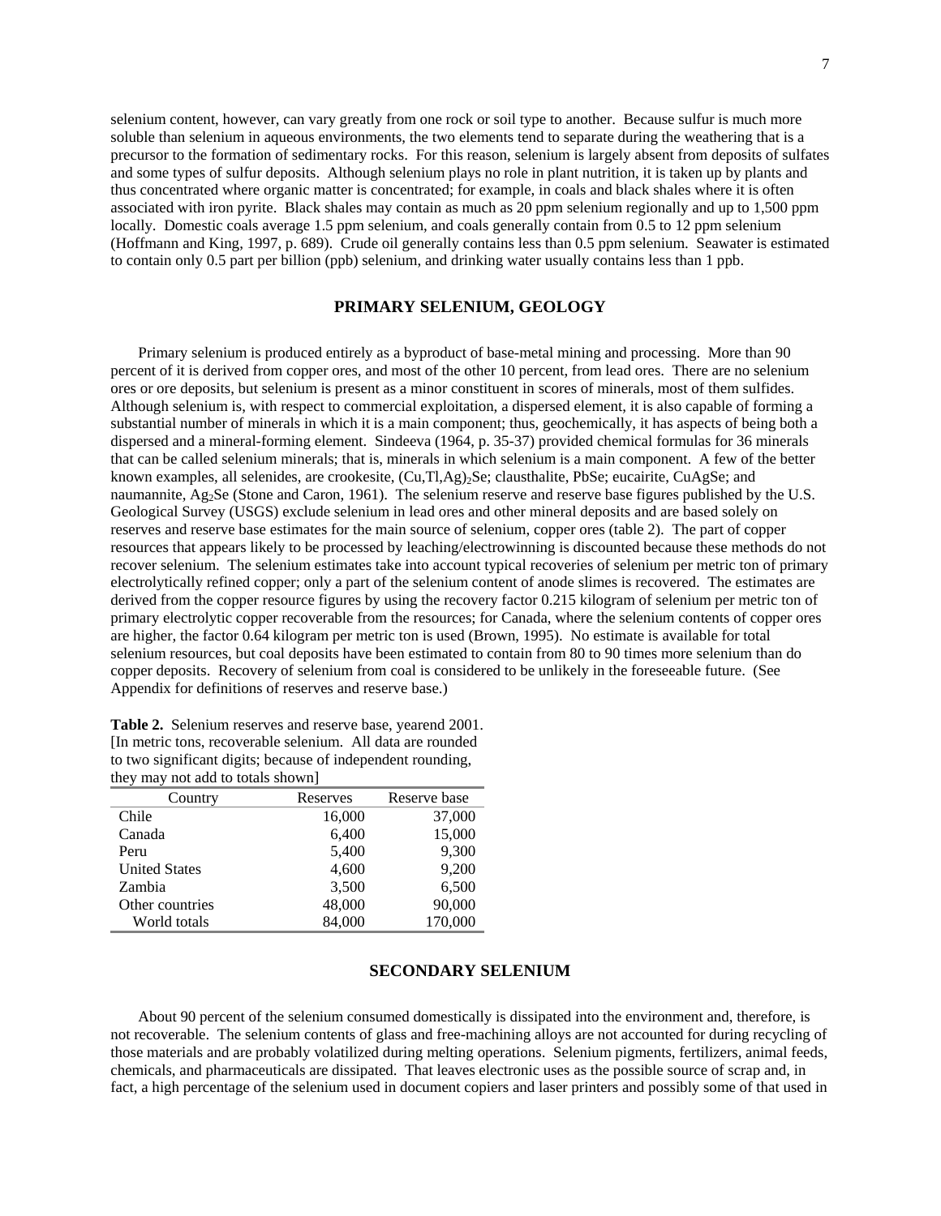selenium content, however, can vary greatly from one rock or soil type to another. Because sulfur is much more soluble than selenium in aqueous environments, the two elements tend to separate during the weathering that is a precursor to the formation of sedimentary rocks. For this reason, selenium is largely absent from deposits of sulfates and some types of sulfur deposits. Although selenium plays no role in plant nutrition, it is taken up by plants and thus concentrated where organic matter is concentrated; for example, in coals and black shales where it is often associated with iron pyrite. Black shales may contain as much as 20 ppm selenium regionally and up to 1,500 ppm locally. Domestic coals average 1.5 ppm selenium, and coals generally contain from 0.5 to 12 ppm selenium (Hoffmann and King, 1997, p. 689). Crude oil generally contains less than 0.5 ppm selenium. Seawater is estimated to contain only 0.5 part per billion (ppb) selenium, and drinking water usually contains less than 1 ppb.

## PRIMARY SELENIUM, GEOLOGY

Primary selenium is produced entirely as a byproduct of base-metal mining and processing. More than 90 percent of it is derived from copper ores, and most of the other 10 percent, from lead ores. There are no selenium ores or ore deposits, but selenium is present as a minor constituent in scores of minerals, most of them sulfides. Although selenium is, with respect to commercial exploitation, a dispersed element, it is also capable of forming a substantial number of minerals in which it is a main component; thus, geochemically, it has aspects of being both a dispersed and a mineral-forming element. Sindeeva (1964, p. 35-37) provided chemical formulas for 36 minerals that can be called selenium minerals; that is, minerals in which selenium is a main component. A few of the better known examples, all selenides, are crookesite, $(Cu,Tl,Ag)_2Se$; clausthalite, $PbSe$; eucairite, $CuAgSe$; and naumannite, $Ag_2Se$ (Stone and Caron, 1961). The selenium reserve and reserve base figures published by the U.S. Geological Survey (USGS) exclude selenium in lead ores and other mineral deposits and are based solely on reserves and reserve base estimates for the main source of selenium, copper ores (table 2). The part of copper resources that appears likely to be processed by leaching/electrowinning is discounted because these methods do not recover selenium. The selenium estimates take into account typical recoveries of selenium per metric ton of primary electrolytically refined copper; only a part of the selenium content of anode slimes is recovered. The estimates are derived from the copper resource figures by using the recovery factor 0.215 kilogram of selenium per metric ton of primary electrolytic copper recoverable from the resources; for Canada, where the selenium contents of copper ores are higher, the factor 0.64 kilogram per metric ton is used (Brown, 1995). No estimate is available for total selenium resources, but coal deposits have been estimated to contain from 80 to 90 times more selenium than do copper deposits. Recovery of selenium from coal is considered to be unlikely in the foreseeable future. (See Appendix for definitions of reserves and reserve base.)

**Table 2.** Selenium reserves and reserve base, yearend 2001. [In metric tons, recoverable selenium. All data are rounded to two significant digits; because of independent rounding, they may not add to totals shown]

| Country | Reserves | Reserve base |
|---|---|---|
| Chile | 16,000 | 37,000 |
| Canada | 6,400 | 15,000 |
| Peru | 5,400 | 9,300 |
| United States | 4,600 | 9,200 |
| Zambia | 3,500 | 6,500 |
| Other countries | 48,000 | 90,000 |
| World totals | 84,000 | 170,000 |

## SECONDARY SELENIUM

About 90 percent of the selenium consumed domestically is dissipated into the environment and, therefore, is not recoverable. The selenium contents of glass and free-machining alloys are not accounted for during recycling of those materials and are probably volatilized during melting operations. Selenium pigments, fertilizers, animal feeds, chemicals, and pharmaceuticals are dissipated. That leaves electronic uses as the possible source of scrap and, in fact, a high percentage of the selenium used in document copiers and laser printers and possibly some of that used in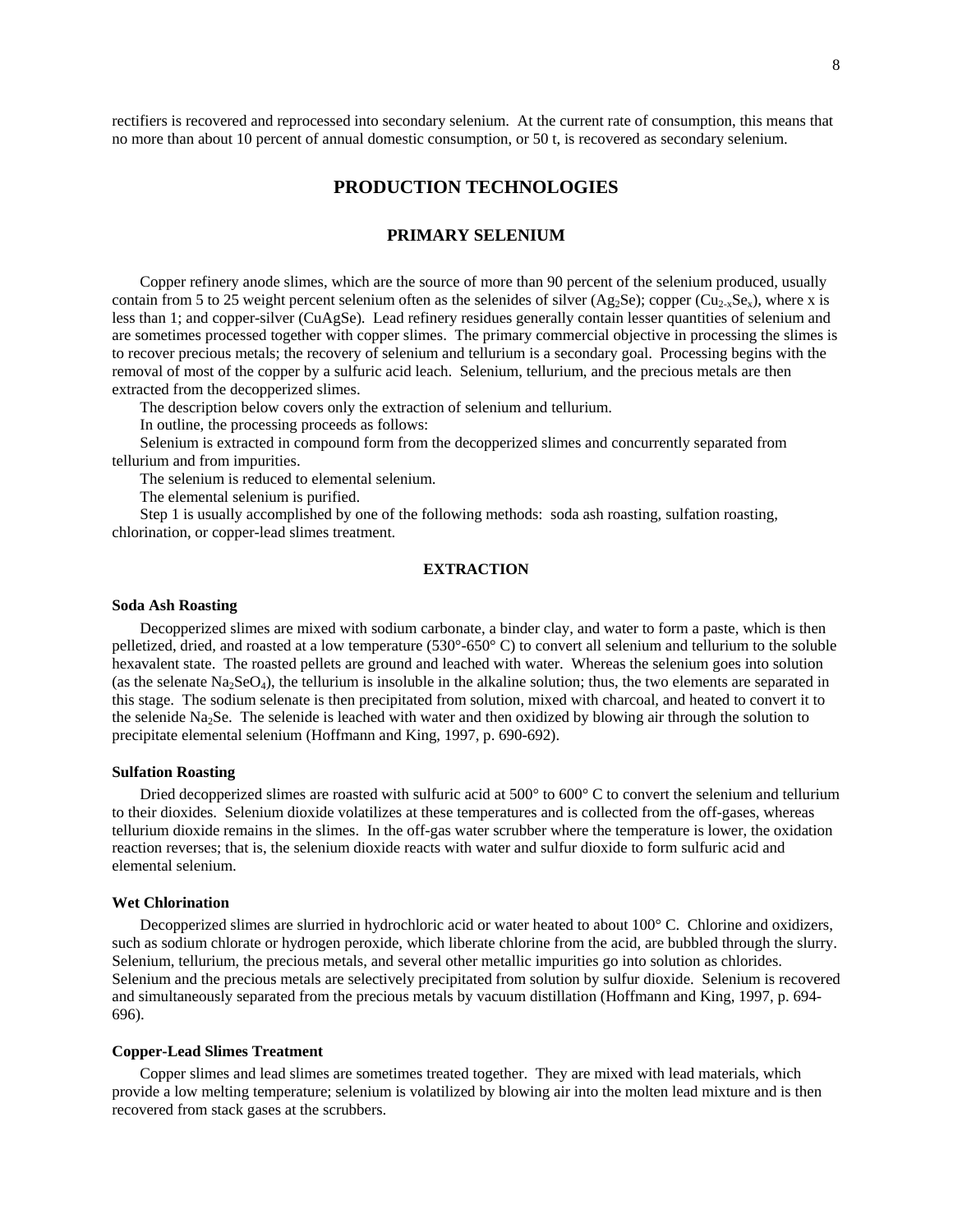rectifiers is recovered and reprocessed into secondary selenium. At the current rate of consumption, this means that no more than about 10 percent of annual domestic consumption, or 50 t, is recovered as secondary selenium.

## PRODUCTION TECHNOLOGIES

### PRIMARY SELENIUM

Copper refinery anode slimes, which are the source of more than 90 percent of the selenium produced, usually contain from 5 to 25 weight percent selenium often as the selenides of silver ($Ag_2Se$); copper ($Cu_{2-x}Se_x$), where x is less than 1; and copper-silver (CuAgSe). Lead refinery residues generally contain lesser quantities of selenium and are sometimes processed together with copper slimes. The primary commercial objective in processing the slimes is to recover precious metals; the recovery of selenium and tellurium is a secondary goal. Processing begins with the removal of most of the copper by a sulfuric acid leach. Selenium, tellurium, and the precious metals are then extracted from the decopperized slimes.

The description below covers only the extraction of selenium and tellurium.

In outline, the processing proceeds as follows:

Selenium is extracted in compound form from the decopperized slimes and concurrently separated from tellurium and from impurities.

The selenium is reduced to elemental selenium.

The elemental selenium is purified.

Step 1 is usually accomplished by one of the following methods: soda ash roasting, sulfation roasting, chlorination, or copper-lead slimes treatment.

#### EXTRACTION

**Soda Ash Roasting**

Decopperized slimes are mixed with sodium carbonate, a binder clay, and water to form a paste, which is then pelletized, dried, and roasted at a low temperature (530°-650° C) to convert all selenium and tellurium to the soluble hexavalent state. The roasted pellets are ground and leached with water. Whereas the selenium goes into solution (as the selenate $Na_2SeO_4$), the tellurium is insoluble in the alkaline solution; thus, the two elements are separated in this stage. The sodium selenate is then precipitated from solution, mixed with charcoal, and heated to convert it to the selenide $Na_2Se$. The selenide is leached with water and then oxidized by blowing air through the solution to precipitate elemental selenium (Hoffmann and King, 1997, p. 690-692).

**Sulfation Roasting**

Dried decopperized slimes are roasted with sulfuric acid at 500° to 600° C to convert the selenium and tellurium to their dioxides. Selenium dioxide volatilizes at these temperatures and is collected from the off-gases, whereas tellurium dioxide remains in the slimes. In the off-gas water scrubber where the temperature is lower, the oxidation reaction reverses; that is, the selenium dioxide reacts with water and sulfur dioxide to form sulfuric acid and elemental selenium.

**Wet Chlorination**

Decopperized slimes are slurried in hydrochloric acid or water heated to about 100° C. Chlorine and oxidizers, such as sodium chlorate or hydrogen peroxide, which liberate chlorine from the acid, are bubbled through the slurry. Selenium, tellurium, the precious metals, and several other metallic impurities go into solution as chlorides. Selenium and the precious metals are selectively precipitated from solution by sulfur dioxide. Selenium is recovered and simultaneously separated from the precious metals by vacuum distillation (Hoffmann and King, 1997, p. 694-696).

**Copper-Lead Slimes Treatment**

Copper slimes and lead slimes are sometimes treated together. They are mixed with lead materials, which provide a low melting temperature; selenium is volatilized by blowing air into the molten lead mixture and is then recovered from stack gases at the scrubbers.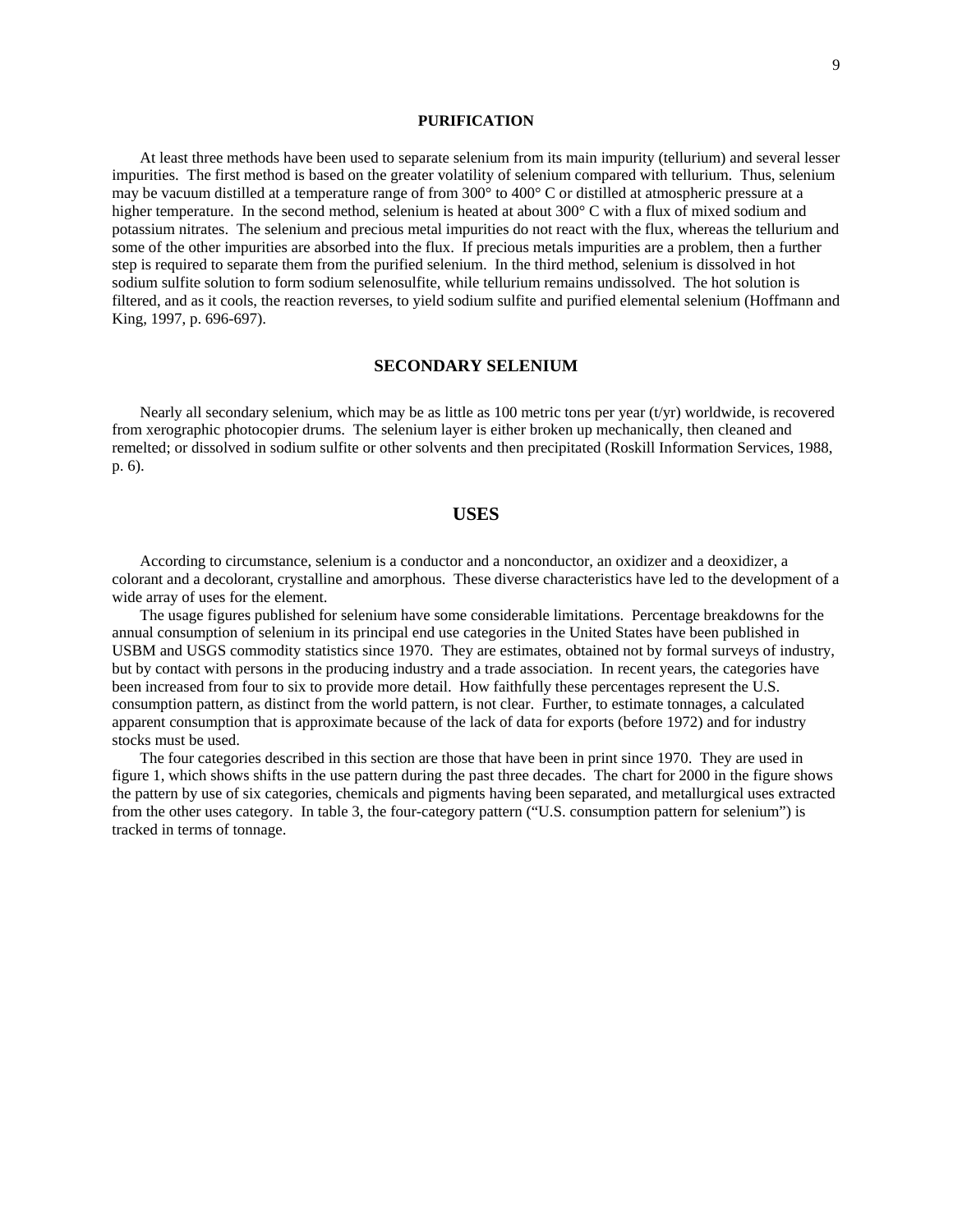## PURIFICATION

At least three methods have been used to separate selenium from its main impurity (tellurium) and several lesser impurities. The first method is based on the greater volatility of selenium compared with tellurium. Thus, selenium may be vacuum distilled at a temperature range of from 300° to 400° C or distilled at atmospheric pressure at a higher temperature. In the second method, selenium is heated at about 300° C with a flux of mixed sodium and potassium nitrates. The selenium and precious metal impurities do not react with the flux, whereas the tellurium and some of the other impurities are absorbed into the flux. If precious metals impurities are a problem, then a further step is required to separate them from the purified selenium. In the third method, selenium is dissolved in hot sodium sulfite solution to form sodium selenosulfite, while tellurium remains undissolved. The hot solution is filtered, and as it cools, the reaction reverses, to yield sodium sulfite and purified elemental selenium (Hoffmann and King, 1997, p. 696-697).

## SECONDARY SELENIUM

Nearly all secondary selenium, which may be as little as 100 metric tons per year (t/yr) worldwide, is recovered from xerographic photocopier drums. The selenium layer is either broken up mechanically, then cleaned and remelted; or dissolved in sodium sulfite or other solvents and then precipitated (Roskill Information Services, 1988, p. 6).

# USES

According to circumstance, selenium is a conductor and a nonconductor, an oxidizer and a deoxidizer, a colorant and a decolorant, crystalline and amorphous. These diverse characteristics have led to the development of a wide array of uses for the element.

The usage figures published for selenium have some considerable limitations. Percentage breakdowns for the annual consumption of selenium in its principal end use categories in the United States have been published in USBM and USGS commodity statistics since 1970. They are estimates, obtained not by formal surveys of industry, but by contact with persons in the producing industry and a trade association. In recent years, the categories have been increased from four to six to provide more detail. How faithfully these percentages represent the U.S. consumption pattern, as distinct from the world pattern, is not clear. Further, to estimate tonnages, a calculated apparent consumption that is approximate because of the lack of data for exports (before 1972) and for industry stocks must be used.

The four categories described in this section are those that have been in print since 1970. They are used in figure 1, which shows shifts in the use pattern during the past three decades. The chart for 2000 in the figure shows the pattern by use of six categories, chemicals and pigments having been separated, and metallurgical uses extracted from the other uses category. In table 3, the four-category pattern ("U.S. consumption pattern for selenium") is tracked in terms of tonnage.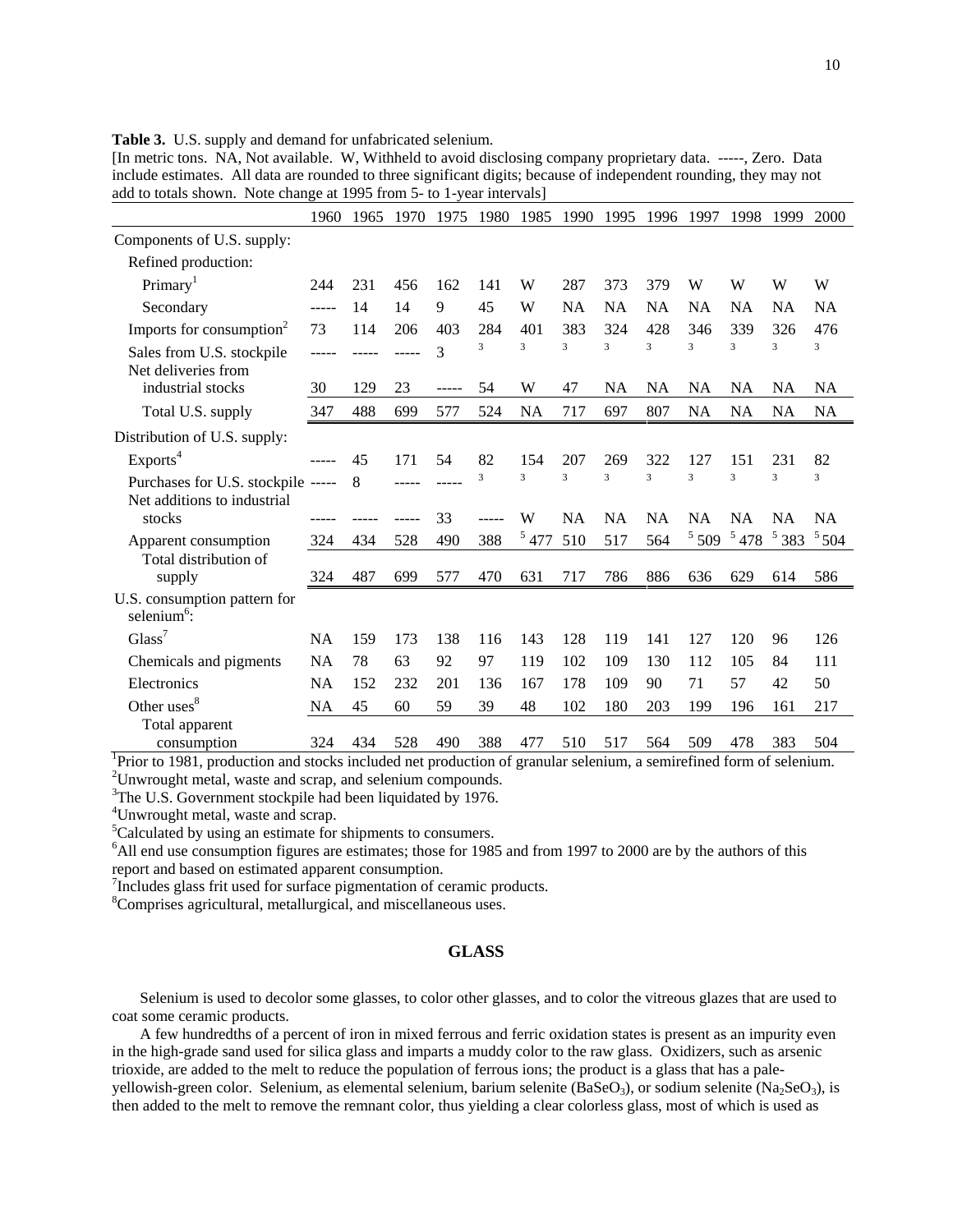**Table 3.** U.S. supply and demand for unfabricated selenium.

[In metric tons. NA, Not available. W, Withheld to avoid disclosing company proprietary data. -----, Zero. Data include estimates. All data are rounded to three significant digits; because of independent rounding, they may not add to totals shown. Note change at 1995 from 5- to 1-year intervals]

| | 1960 | 1965 | 1970 | 1975 | 1980 | 1985 | 1990 | 1995 | 1996 | 1997 | 1998 | 1999 | 2000 |
|---|---|---|---|---|---|---|---|---|---|---|---|---|---|
| Components of U.S. supply: | | | | | | | | | | | | | |
| Refined production: | | | | | | | | | | | | | |
| Primary[1] | 244 | 231 | 456 | 162 | 141 | W | 287 | 373 | 379 | W | W | W | W |
| Secondary | ----- | 14 | 14 | 9 | 45 | W | NA | NA | NA | NA | NA | NA | NA |
| Imports for consumption[2] | 73 | 114 | 206 | 403 | 284 | 401 | 383 | 324 | 428 | 346 | 339 | 326 | 476 |
| Sales from U.S. stockpile | ----- | ----- | ----- | 3 | [3] | [3] | [3] | [3] | [3] | [3] | [3] | [3] | [3] |
| Net deliveries from industrial stocks | 30 | 129 | 23 | ----- | 54 | W | 47 | NA | NA | NA | NA | NA | NA |
| Total U.S. supply | 347 | 488 | 699 | 577 | 524 | NA | 717 | 697 | 807 | NA | NA | NA | NA |
| Distribution of U.S. supply: | | | | | | | | | | | | | |
| Exports[4] | ----- | 45 | 171 | 54 | 82 | 154 | 207 | 269 | 322 | 127 | 151 | 231 | 82 |
| Purchases for U.S. stockpile | ----- | 8 | ----- | ----- | [3] | [3] | [3] | [3] | [3] | [3] | [3] | [3] | [3] |
| Net additions to industrial stocks | ----- | ----- | ----- | 33 | ----- | W | NA | NA | NA | NA | NA | NA | NA |
| Apparent consumption | 324 | 434 | 528 | 490 | 388 | [5] 477 | 510 | 517 | 564 | [5] 509 | [5] 478 | [5] 383 | [5] 504 |
| Total distribution of supply | 324 | 487 | 699 | 577 | 470 | 631 | 717 | 786 | 886 | 636 | 629 | 614 | 586 |
| U.S. consumption pattern for selenium[6]: | | | | | | | | | | | | | |
| Glass[7] | NA | 159 | 173 | 138 | 116 | 143 | 128 | 119 | 141 | 127 | 120 | 96 | 126 |
| Chemicals and pigments | NA | 78 | 63 | 92 | 97 | 119 | 102 | 109 | 130 | 112 | 105 | 84 | 111 |
| Electronics | NA | 152 | 232 | 201 | 136 | 167 | 178 | 109 | 90 | 71 | 57 | 42 | 50 |
| Other uses[8] | NA | 45 | 60 | 59 | 39 | 48 | 102 | 180 | 203 | 199 | 196 | 161 | 217 |
| Total apparent consumption | 324 | 434 | 528 | 490 | 388 | 477 | 510 | 517 | 564 | 509 | 478 | 383 | 504 |

[1]Prior to 1981, production and stocks included net production of granular selenium, a semirefined form of selenium.
[2]Unwrought metal, waste and scrap, and selenium compounds.
[3]The U.S. Government stockpile had been liquidated by 1976.
[4]Unwrought metal, waste and scrap.
[5]Calculated by using an estimate for shipments to consumers.
[6]All end use consumption figures are estimates; those for 1985 and from 1997 to 2000 are by the authors of this report and based on estimated apparent consumption.
[7]Includes glass frit used for surface pigmentation of ceramic products.
[8]Comprises agricultural, metallurgical, and miscellaneous uses.

## GLASS

Selenium is used to decolor some glasses, to color other glasses, and to color the vitreous glazes that are used to coat some ceramic products.

A few hundredths of a percent of iron in mixed ferrous and ferric oxidation states is present as an impurity even in the high-grade sand used for silica glass and imparts a muddy color to the raw glass. Oxidizers, such as arsenic trioxide, are added to the melt to reduce the population of ferrous ions; the product is a glass that has a pale-yellowish-green color. Selenium, as elemental selenium, barium selenite ($BaSeO_3$), or sodium selenite ($Na_2SeO_3$), is then added to the melt to remove the remnant color, thus yielding a clear colorless glass, most of which is used as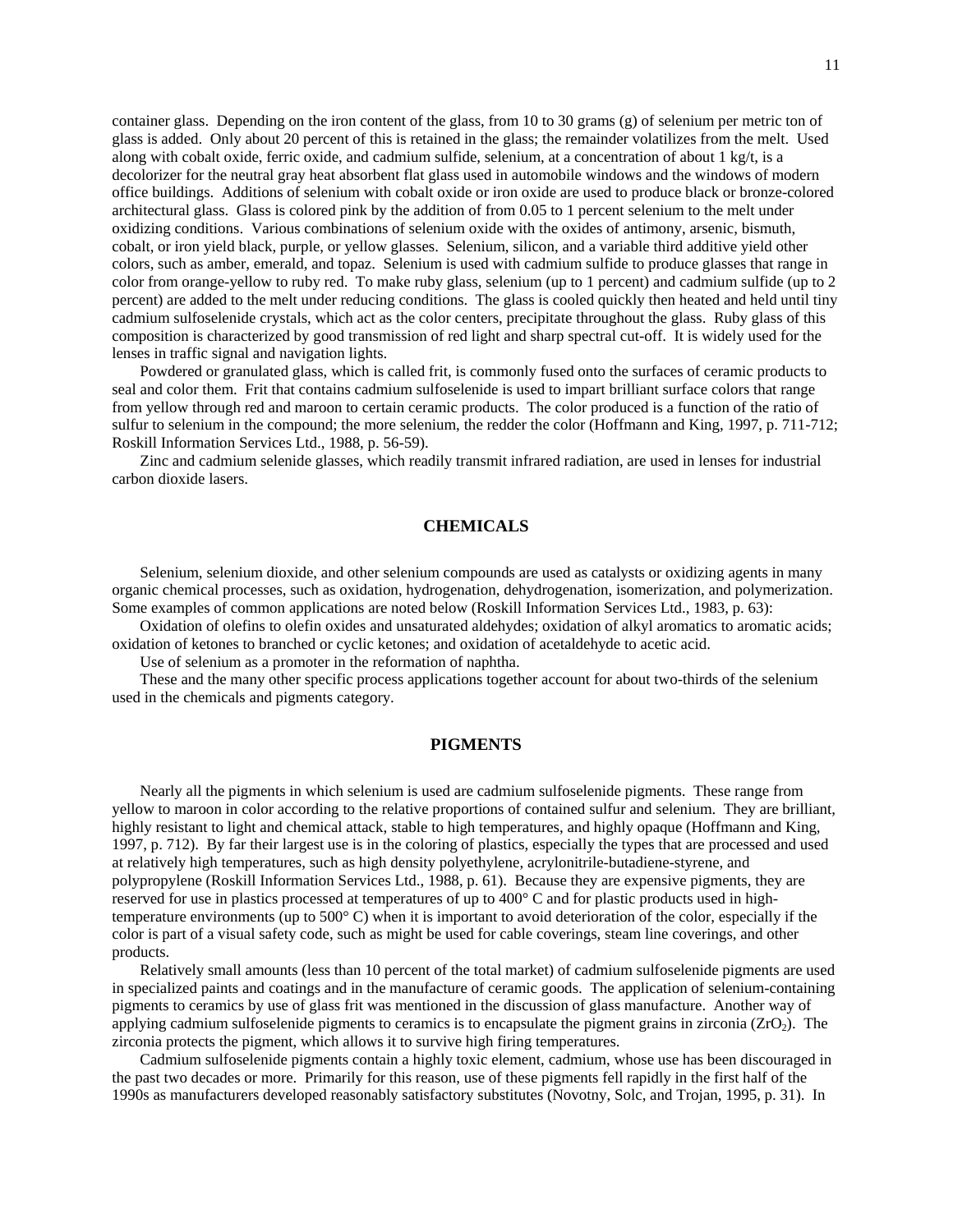container glass. Depending on the iron content of the glass, from 10 to 30 grams (g) of selenium per metric ton of glass is added. Only about 20 percent of this is retained in the glass; the remainder volatilizes from the melt. Used along with cobalt oxide, ferric oxide, and cadmium sulfide, selenium, at a concentration of about 1 kg/t, is a decolorizer for the neutral gray heat absorbent flat glass used in automobile windows and the windows of modern office buildings. Additions of selenium with cobalt oxide or iron oxide are used to produce black or bronze-colored architectural glass. Glass is colored pink by the addition of from 0.05 to 1 percent selenium to the melt under oxidizing conditions. Various combinations of selenium oxide with the oxides of antimony, arsenic, bismuth, cobalt, or iron yield black, purple, or yellow glasses. Selenium, silicon, and a variable third additive yield other colors, such as amber, emerald, and topaz. Selenium is used with cadmium sulfide to produce glasses that range in color from orange-yellow to ruby red. To make ruby glass, selenium (up to 1 percent) and cadmium sulfide (up to 2 percent) are added to the melt under reducing conditions. The glass is cooled quickly then heated and held until tiny cadmium sulfoselenide crystals, which act as the color centers, precipitate throughout the glass. Ruby glass of this composition is characterized by good transmission of red light and sharp spectral cut-off. It is widely used for the lenses in traffic signal and navigation lights.

Powdered or granulated glass, which is called frit, is commonly fused onto the surfaces of ceramic products to seal and color them. Frit that contains cadmium sulfoselenide is used to impart brilliant surface colors that range from yellow through red and maroon to certain ceramic products. The color produced is a function of the ratio of sulfur to selenium in the compound; the more selenium, the redder the color (Hoffmann and King, 1997, p. 711-712; Roskill Information Services Ltd., 1988, p. 56-59).

Zinc and cadmium selenide glasses, which readily transmit infrared radiation, are used in lenses for industrial carbon dioxide lasers.

## CHEMICALS

Selenium, selenium dioxide, and other selenium compounds are used as catalysts or oxidizing agents in many organic chemical processes, such as oxidation, hydrogenation, dehydrogenation, isomerization, and polymerization. Some examples of common applications are noted below (Roskill Information Services Ltd., 1983, p. 63):

Oxidation of olefins to olefin oxides and unsaturated aldehydes; oxidation of alkyl aromatics to aromatic acids; oxidation of ketones to branched or cyclic ketones; and oxidation of acetaldehyde to acetic acid.

Use of selenium as a promoter in the reformation of naphtha.

These and the many other specific process applications together account for about two-thirds of the selenium used in the chemicals and pigments category.

## PIGMENTS

Nearly all the pigments in which selenium is used are cadmium sulfoselenide pigments. These range from yellow to maroon in color according to the relative proportions of contained sulfur and selenium. They are brilliant, highly resistant to light and chemical attack, stable to high temperatures, and highly opaque (Hoffmann and King, 1997, p. 712). By far their largest use is in the coloring of plastics, especially the types that are processed and used at relatively high temperatures, such as high density polyethylene, acrylonitrile-butadiene-styrene, and polypropylene (Roskill Information Services Ltd., 1988, p. 61). Because they are expensive pigments, they are reserved for use in plastics processed at temperatures of up to 400° C and for plastic products used in high-temperature environments (up to 500° C) when it is important to avoid deterioration of the color, especially if the color is part of a visual safety code, such as might be used for cable coverings, steam line coverings, and other products.

Relatively small amounts (less than 10 percent of the total market) of cadmium sulfoselenide pigments are used in specialized paints and coatings and in the manufacture of ceramic goods. The application of selenium-containing pigments to ceramics by use of glass frit was mentioned in the discussion of glass manufacture. Another way of applying cadmium sulfoselenide pigments to ceramics is to encapsulate the pigment grains in zirconia ($ZrO_2$). The zirconia protects the pigment, which allows it to survive high firing temperatures.

Cadmium sulfoselenide pigments contain a highly toxic element, cadmium, whose use has been discouraged in the past two decades or more. Primarily for this reason, use of these pigments fell rapidly in the first half of the 1990s as manufacturers developed reasonably satisfactory substitutes (Novotny, Solc, and Trojan, 1995, p. 31). In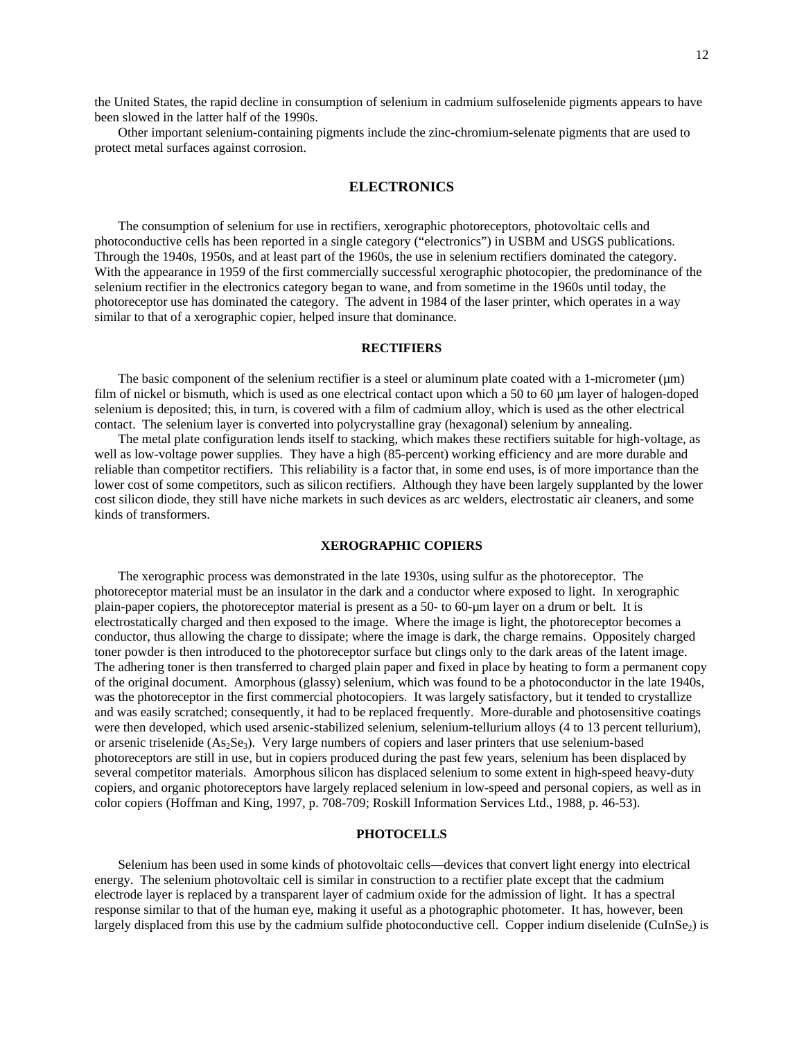the United States, the rapid decline in consumption of selenium in cadmium sulfoselenide pigments appears to have been slowed in the latter half of the 1990s.

Other important selenium-containing pigments include the zinc-chromium-selenate pigments that are used to protect metal surfaces against corrosion.

## ELECTRONICS

The consumption of selenium for use in rectifiers, xerographic photoreceptors, photovoltaic cells and photoconductive cells has been reported in a single category ("electronics") in USBM and USGS publications. Through the 1940s, 1950s, and at least part of the 1960s, the use in selenium rectifiers dominated the category. With the appearance in 1959 of the first commercially successful xerographic photocopier, the predominance of the selenium rectifier in the electronics category began to wane, and from sometime in the 1960s until today, the photoreceptor use has dominated the category. The advent in 1984 of the laser printer, which operates in a way similar to that of a xerographic copier, helped insure that dominance.

### RECTIFIERS

The basic component of the selenium rectifier is a steel or aluminum plate coated with a 1-micrometer (μm) film of nickel or bismuth, which is used as one electrical contact upon which a 50 to 60 μm layer of halogen-doped selenium is deposited; this, in turn, is covered with a film of cadmium alloy, which is used as the other electrical contact. The selenium layer is converted into polycrystalline gray (hexagonal) selenium by annealing.

The metal plate configuration lends itself to stacking, which makes these rectifiers suitable for high-voltage, as well as low-voltage power supplies. They have a high (85-percent) working efficiency and are more durable and reliable than competitor rectifiers. This reliability is a factor that, in some end uses, is of more importance than the lower cost of some competitors, such as silicon rectifiers. Although they have been largely supplanted by the lower cost silicon diode, they still have niche markets in such devices as arc welders, electrostatic air cleaners, and some kinds of transformers.

### XEROGRAPHIC COPIERS

The xerographic process was demonstrated in the late 1930s, using sulfur as the photoreceptor. The photoreceptor material must be an insulator in the dark and a conductor where exposed to light. In xerographic plain-paper copiers, the photoreceptor material is present as a 50- to 60-μm layer on a drum or belt. It is electrostatically charged and then exposed to the image. Where the image is light, the photoreceptor becomes a conductor, thus allowing the charge to dissipate; where the image is dark, the charge remains. Oppositely charged toner powder is then introduced to the photoreceptor surface but clings only to the dark areas of the latent image. The adhering toner is then transferred to charged plain paper and fixed in place by heating to form a permanent copy of the original document. Amorphous (glassy) selenium, which was found to be a photoconductor in the late 1940s, was the photoreceptor in the first commercial photocopiers. It was largely satisfactory, but it tended to crystallize and was easily scratched; consequently, it had to be replaced frequently. More-durable and photosensitive coatings were then developed, which used arsenic-stabilized selenium, selenium-tellurium alloys (4 to 13 percent tellurium), or arsenic triselenide ($As_2Se_3$). Very large numbers of copiers and laser printers that use selenium-based photoreceptors are still in use, but in copiers produced during the past few years, selenium has been displaced by several competitor materials. Amorphous silicon has displaced selenium to some extent in high-speed heavy-duty copiers, and organic photoreceptors have largely replaced selenium in low-speed and personal copiers, as well as in color copiers (Hoffman and King, 1997, p. 708-709; Roskill Information Services Ltd., 1988, p. 46-53).

### PHOTOCELLS

Selenium has been used in some kinds of photovoltaic cells—devices that convert light energy into electrical energy. The selenium photovoltaic cell is similar in construction to a rectifier plate except that the cadmium electrode layer is replaced by a transparent layer of cadmium oxide for the admission of light. It has a spectral response similar to that of the human eye, making it useful as a photographic photometer. It has, however, been largely displaced from this use by the cadmium sulfide photoconductive cell. Copper indium diselenide ($CuInSe_2$) is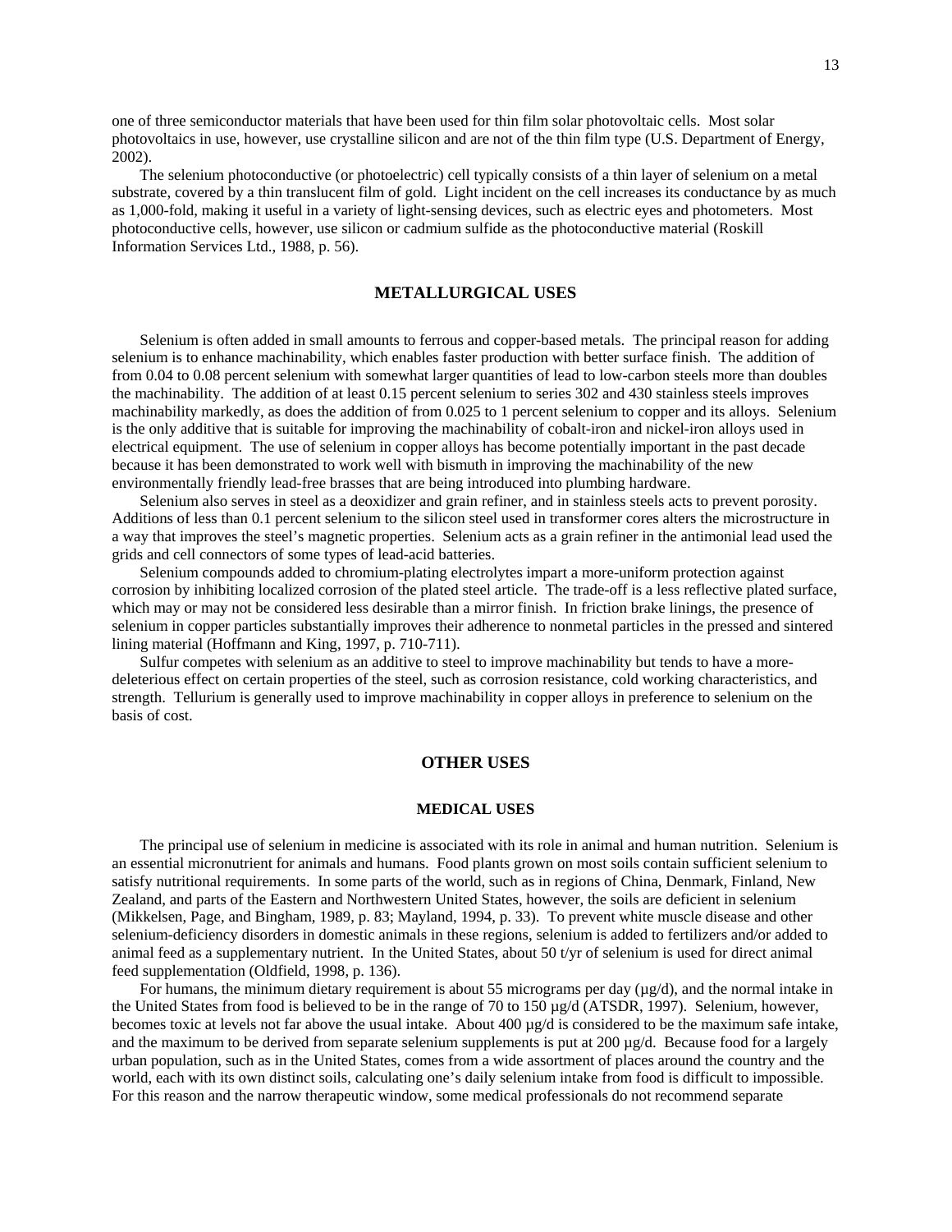one of three semiconductor materials that have been used for thin film solar photovoltaic cells. Most solar photovoltaics in use, however, use crystalline silicon and are not of the thin film type (U.S. Department of Energy, 2002).

The selenium photoconductive (or photoelectric) cell typically consists of a thin layer of selenium on a metal substrate, covered by a thin translucent film of gold. Light incident on the cell increases its conductance by as much as 1,000-fold, making it useful in a variety of light-sensing devices, such as electric eyes and photometers. Most photoconductive cells, however, use silicon or cadmium sulfide as the photoconductive material (Roskill Information Services Ltd., 1988, p. 56).

## METALLURGICAL USES

Selenium is often added in small amounts to ferrous and copper-based metals. The principal reason for adding selenium is to enhance machinability, which enables faster production with better surface finish. The addition of from 0.04 to 0.08 percent selenium with somewhat larger quantities of lead to low-carbon steels more than doubles the machinability. The addition of at least 0.15 percent selenium to series 302 and 430 stainless steels improves machinability markedly, as does the addition of from 0.025 to 1 percent selenium to copper and its alloys. Selenium is the only additive that is suitable for improving the machinability of cobalt-iron and nickel-iron alloys used in electrical equipment. The use of selenium in copper alloys has become potentially important in the past decade because it has been demonstrated to work well with bismuth in improving the machinability of the new environmentally friendly lead-free brasses that are being introduced into plumbing hardware.

Selenium also serves in steel as a deoxidizer and grain refiner, and in stainless steels acts to prevent porosity. Additions of less than 0.1 percent selenium to the silicon steel used in transformer cores alters the microstructure in a way that improves the steel's magnetic properties. Selenium acts as a grain refiner in the antimonial lead used the grids and cell connectors of some types of lead-acid batteries.

Selenium compounds added to chromium-plating electrolytes impart a more-uniform protection against corrosion by inhibiting localized corrosion of the plated steel article. The trade-off is a less reflective plated surface, which may or may not be considered less desirable than a mirror finish. In friction brake linings, the presence of selenium in copper particles substantially improves their adherence to nonmetal particles in the pressed and sintered lining material (Hoffmann and King, 1997, p. 710-711).

Sulfur competes with selenium as an additive to steel to improve machinability but tends to have a more-deleterious effect on certain properties of the steel, such as corrosion resistance, cold working characteristics, and strength. Tellurium is generally used to improve machinability in copper alloys in preference to selenium on the basis of cost.

## OTHER USES

### MEDICAL USES

The principal use of selenium in medicine is associated with its role in animal and human nutrition. Selenium is an essential micronutrient for animals and humans. Food plants grown on most soils contain sufficient selenium to satisfy nutritional requirements. In some parts of the world, such as in regions of China, Denmark, Finland, New Zealand, and parts of the Eastern and Northwestern United States, however, the soils are deficient in selenium (Mikkelsen, Page, and Bingham, 1989, p. 83; Mayland, 1994, p. 33). To prevent white muscle disease and other selenium-deficiency disorders in domestic animals in these regions, selenium is added to fertilizers and/or added to animal feed as a supplementary nutrient. In the United States, about 50 t/yr of selenium is used for direct animal feed supplementation (Oldfield, 1998, p. 136).

For humans, the minimum dietary requirement is about 55 micrograms per day (µg/d), and the normal intake in the United States from food is believed to be in the range of 70 to 150 µg/d (ATSDR, 1997). Selenium, however, becomes toxic at levels not far above the usual intake. About 400 µg/d is considered to be the maximum safe intake, and the maximum to be derived from separate selenium supplements is put at 200 µg/d. Because food for a largely urban population, such as in the United States, comes from a wide assortment of places around the country and the world, each with its own distinct soils, calculating one's daily selenium intake from food is difficult to impossible. For this reason and the narrow therapeutic window, some medical professionals do not recommend separate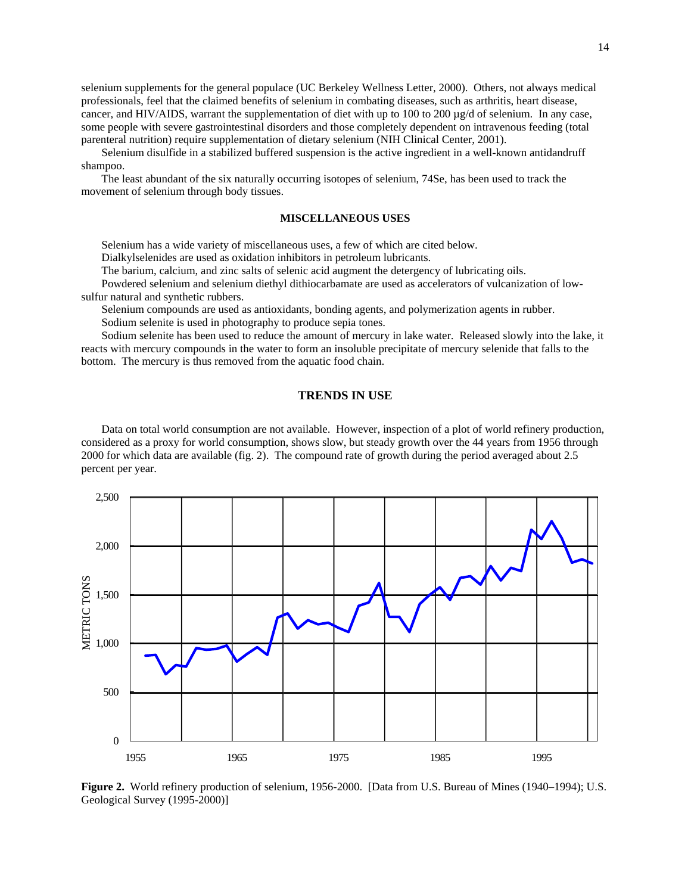selenium supplements for the general populace (UC Berkeley Wellness Letter, 2000). Others, not always medical professionals, feel that the claimed benefits of selenium in combating diseases, such as arthritis, heart disease, cancer, and HIV/AIDS, warrant the supplementation of diet with up to 100 to 200 µg/d of selenium. In any case, some people with severe gastrointestinal disorders and those completely dependent on intravenous feeding (total parenteral nutrition) require supplementation of dietary selenium (NIH Clinical Center, 2001).

Selenium disulfide in a stabilized buffered suspension is the active ingredient in a well-known antidandruff shampoo.

The least abundant of the six naturally occurring isotopes of selenium, 74Se, has been used to track the movement of selenium through body tissues.

## MISCELLANEOUS USES

Selenium has a wide variety of miscellaneous uses, a few of which are cited below.

Dialkylselenides are used as oxidation inhibitors in petroleum lubricants.

The barium, calcium, and zinc salts of selenic acid augment the detergency of lubricating oils.

Powdered selenium and selenium diethyl dithiocarbamate are used as accelerators of vulcanization of low-sulfur natural and synthetic rubbers.

Selenium compounds are used as antioxidants, bonding agents, and polymerization agents in rubber.

Sodium selenite is used in photography to produce sepia tones.

Sodium selenite has been used to reduce the amount of mercury in lake water. Released slowly into the lake, it reacts with mercury compounds in the water to form an insoluble precipitate of mercury selenide that falls to the bottom. The mercury is thus removed from the aquatic food chain.

## TRENDS IN USE

Data on total world consumption are not available. However, inspection of a plot of world refinery production, considered as a proxy for world consumption, shows slow, but steady growth over the 44 years from 1956 through 2000 for which data are available (fig. 2). The compound rate of growth during the period averaged about 2.5 percent per year.

**Figure 2.** World refinery production of selenium, 1956-2000. [Data from U.S. Bureau of Mines (1940–1994); U.S. Geological Survey (1995-2000)]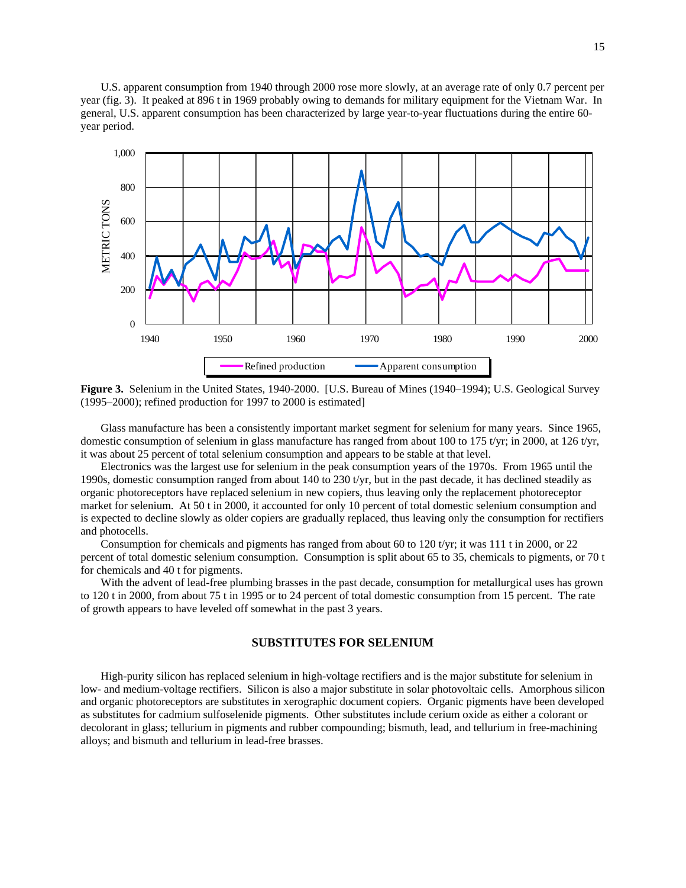U.S. apparent consumption from 1940 through 2000 rose more slowly, at an average rate of only 0.7 percent per year (fig. 3). It peaked at 896 t in 1969 probably owing to demands for military equipment for the Vietnam War. In general, U.S. apparent consumption has been characterized by large year-to-year fluctuations during the entire 60-year period.

**Figure 3.** Selenium in the United States, 1940-2000. [U.S. Bureau of Mines (1940–1994); U.S. Geological Survey (1995–2000); refined production for 1997 to 2000 is estimated]

Glass manufacture has been a consistently important market segment for selenium for many years. Since 1965, domestic consumption of selenium in glass manufacture has ranged from about 100 to 175 t/yr; in 2000, at 126 t/yr, it was about 25 percent of total selenium consumption and appears to be stable at that level.

Electronics was the largest use for selenium in the peak consumption years of the 1970s. From 1965 until the 1990s, domestic consumption ranged from about 140 to 230 t/yr, but in the past decade, it has declined steadily as organic photoreceptors have replaced selenium in new copiers, thus leaving only the replacement photoreceptor market for selenium. At 50 t in 2000, it accounted for only 10 percent of total domestic selenium consumption and is expected to decline slowly as older copiers are gradually replaced, thus leaving only the consumption for rectifiers and photocells.

Consumption for chemicals and pigments has ranged from about 60 to 120 t/yr; it was 111 t in 2000, or 22 percent of total domestic selenium consumption. Consumption is split about 65 to 35, chemicals to pigments, or 70 t for chemicals and 40 t for pigments.

With the advent of lead-free plumbing brasses in the past decade, consumption for metallurgical uses has grown to 120 t in 2000, from about 75 t in 1995 or to 24 percent of total domestic consumption from 15 percent. The rate of growth appears to have leveled off somewhat in the past 3 years.

## SUBSTITUTES FOR SELENIUM

High-purity silicon has replaced selenium in high-voltage rectifiers and is the major substitute for selenium in low- and medium-voltage rectifiers. Silicon is also a major substitute in solar photovoltaic cells. Amorphous silicon and organic photoreceptors are substitutes in xerographic document copiers. Organic pigments have been developed as substitutes for cadmium sulfoselenide pigments. Other substitutes include cerium oxide as either a colorant or decolorant in glass; tellurium in pigments and rubber compounding; bismuth, lead, and tellurium in free-machining alloys; and bismuth and tellurium in lead-free brasses.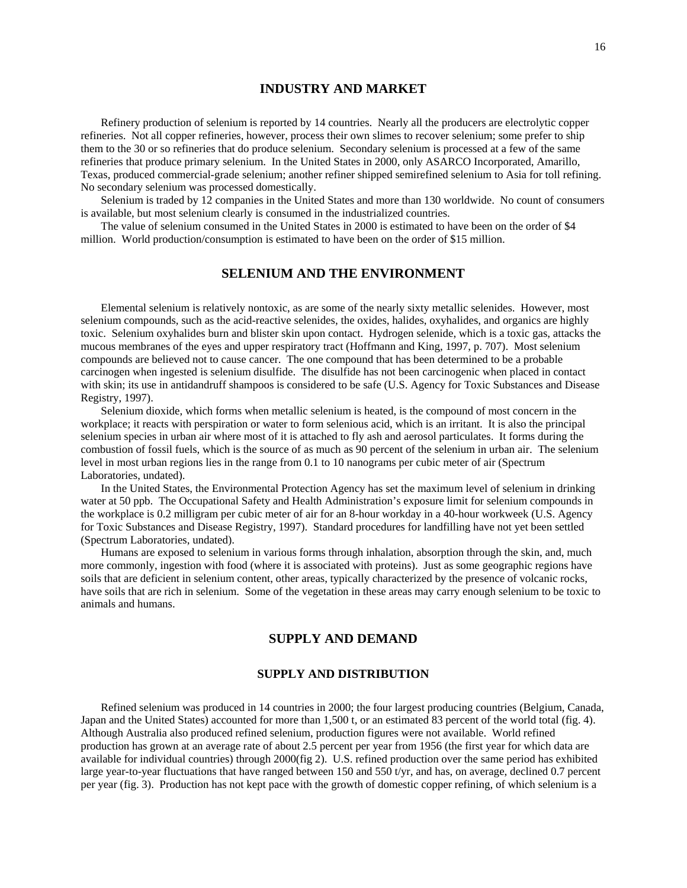## INDUSTRY AND MARKET

Refinery production of selenium is reported by 14 countries. Nearly all the producers are electrolytic copper refineries. Not all copper refineries, however, process their own slimes to recover selenium; some prefer to ship them to the 30 or so refineries that do produce selenium. Secondary selenium is processed at a few of the same refineries that produce primary selenium. In the United States in 2000, only ASARCO Incorporated, Amarillo, Texas, produced commercial-grade selenium; another refiner shipped semirefined selenium to Asia for toll refining. No secondary selenium was processed domestically.

Selenium is traded by 12 companies in the United States and more than 130 worldwide. No count of consumers is available, but most selenium clearly is consumed in the industrialized countries.

The value of selenium consumed in the United States in 2000 is estimated to have been on the order of $4 million. World production/consumption is estimated to have been on the order of $15 million.

## SELENIUM AND THE ENVIRONMENT

Elemental selenium is relatively nontoxic, as are some of the nearly sixty metallic selenides. However, most selenium compounds, such as the acid-reactive selenides, the oxides, halides, oxyhalides, and organics are highly toxic. Selenium oxyhalides burn and blister skin upon contact. Hydrogen selenide, which is a toxic gas, attacks the mucous membranes of the eyes and upper respiratory tract (Hoffmann and King, 1997, p. 707). Most selenium compounds are believed not to cause cancer. The one compound that has been determined to be a probable carcinogen when ingested is selenium disulfide. The disulfide has not been carcinogenic when placed in contact with skin; its use in antidandruff shampoos is considered to be safe (U.S. Agency for Toxic Substances and Disease Registry, 1997).

Selenium dioxide, which forms when metallic selenium is heated, is the compound of most concern in the workplace; it reacts with perspiration or water to form selenious acid, which is an irritant. It is also the principal selenium species in urban air where most of it is attached to fly ash and aerosol particulates. It forms during the combustion of fossil fuels, which is the source of as much as 90 percent of the selenium in urban air. The selenium level in most urban regions lies in the range from 0.1 to 10 nanograms per cubic meter of air (Spectrum Laboratories, undated).

In the United States, the Environmental Protection Agency has set the maximum level of selenium in drinking water at 50 ppb. The Occupational Safety and Health Administration's exposure limit for selenium compounds in the workplace is 0.2 milligram per cubic meter of air for an 8-hour workday in a 40-hour workweek (U.S. Agency for Toxic Substances and Disease Registry, 1997). Standard procedures for landfilling have not yet been settled (Spectrum Laboratories, undated).

Humans are exposed to selenium in various forms through inhalation, absorption through the skin, and, much more commonly, ingestion with food (where it is associated with proteins). Just as some geographic regions have soils that are deficient in selenium content, other areas, typically characterized by the presence of volcanic rocks, have soils that are rich in selenium. Some of the vegetation in these areas may carry enough selenium to be toxic to animals and humans.

## SUPPLY AND DEMAND

### SUPPLY AND DISTRIBUTION

Refined selenium was produced in 14 countries in 2000; the four largest producing countries (Belgium, Canada, Japan and the United States) accounted for more than 1,500 t, or an estimated 83 percent of the world total (fig. 4). Although Australia also produced refined selenium, production figures were not available. World refined production has grown at an average rate of about 2.5 percent per year from 1956 (the first year for which data are available for individual countries) through 2000(fig 2). U.S. refined production over the same period has exhibited large year-to-year fluctuations that have ranged between 150 and 550 t/yr, and has, on average, declined 0.7 percent per year (fig. 3). Production has not kept pace with the growth of domestic copper refining, of which selenium is a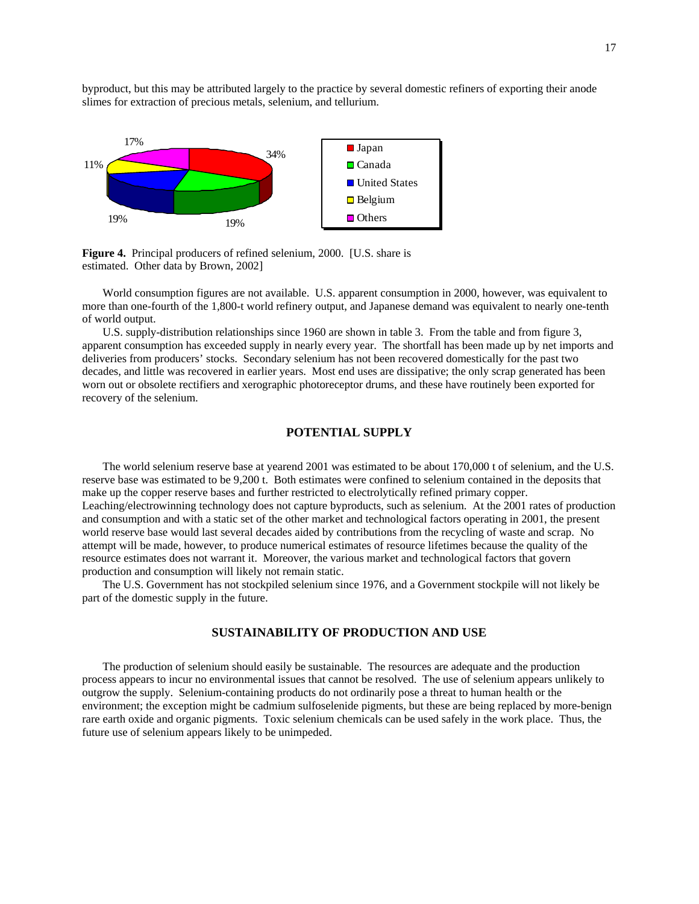byproduct, but this may be attributed largely to the practice by several domestic refiners of exporting their anode slimes for extraction of precious metals, selenium, and tellurium.

**Figure 4.** Principal producers of refined selenium, 2000. [U.S. share is estimated. Other data by Brown, 2002]

World consumption figures are not available. U.S. apparent consumption in 2000, however, was equivalent to more than one-fourth of the 1,800-t world refinery output, and Japanese demand was equivalent to nearly one-tenth of world output.

U.S. supply-distribution relationships since 1960 are shown in table 3. From the table and from figure 3, apparent consumption has exceeded supply in nearly every year. The shortfall has been made up by net imports and deliveries from producers' stocks. Secondary selenium has not been recovered domestically for the past two decades, and little was recovered in earlier years. Most end uses are dissipative; the only scrap generated has been worn out or obsolete rectifiers and xerographic photoreceptor drums, and these have routinely been exported for recovery of the selenium.

## POTENTIAL SUPPLY

The world selenium reserve base at yearend 2001 was estimated to be about 170,000 t of selenium, and the U.S. reserve base was estimated to be 9,200 t. Both estimates were confined to selenium contained in the deposits that make up the copper reserve bases and further restricted to electrolytically refined primary copper. Leaching/electrowinning technology does not capture byproducts, such as selenium. At the 2001 rates of production and consumption and with a static set of the other market and technological factors operating in 2001, the present world reserve base would last several decades aided by contributions from the recycling of waste and scrap. No attempt will be made, however, to produce numerical estimates of resource lifetimes because the quality of the resource estimates does not warrant it. Moreover, the various market and technological factors that govern production and consumption will likely not remain static.

The U.S. Government has not stockpiled selenium since 1976, and a Government stockpile will not likely be part of the domestic supply in the future.

## SUSTAINABILITY OF PRODUCTION AND USE

The production of selenium should easily be sustainable. The resources are adequate and the production process appears to incur no environmental issues that cannot be resolved. The use of selenium appears unlikely to outgrow the supply. Selenium-containing products do not ordinarily pose a threat to human health or the environment; the exception might be cadmium sulfoselenide pigments, but these are being replaced by more-benign rare earth oxide and organic pigments. Toxic selenium chemicals can be used safely in the work place. Thus, the future use of selenium appears likely to be unimpeded.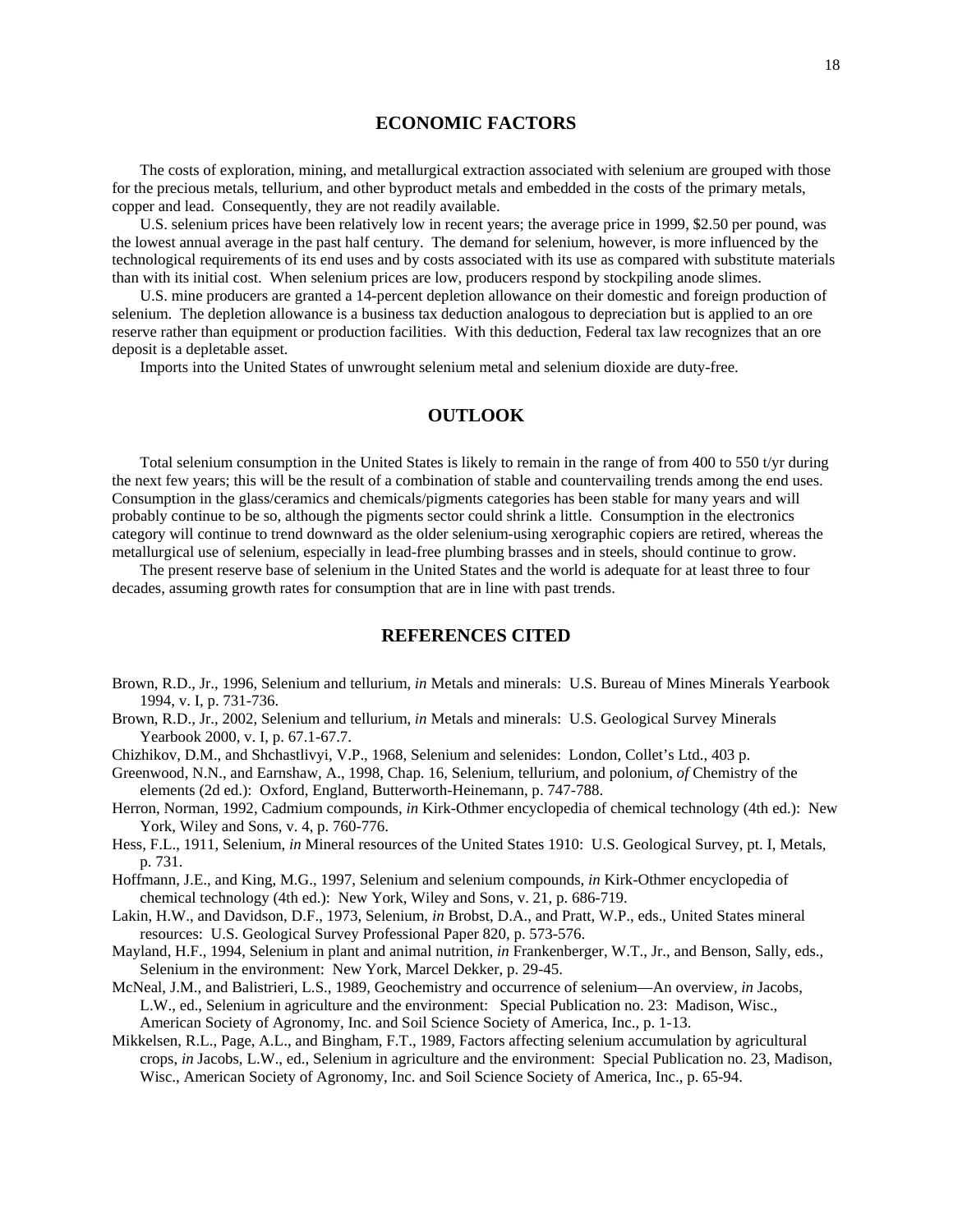## ECONOMIC FACTORS

The costs of exploration, mining, and metallurgical extraction associated with selenium are grouped with those for the precious metals, tellurium, and other byproduct metals and embedded in the costs of the primary metals, copper and lead. Consequently, they are not readily available.

U.S. selenium prices have been relatively low in recent years; the average price in 1999, $2.50 per pound, was the lowest annual average in the past half century. The demand for selenium, however, is more influenced by the technological requirements of its end uses and by costs associated with its use as compared with substitute materials than with its initial cost. When selenium prices are low, producers respond by stockpiling anode slimes.

U.S. mine producers are granted a 14-percent depletion allowance on their domestic and foreign production of selenium. The depletion allowance is a business tax deduction analogous to depreciation but is applied to an ore reserve rather than equipment or production facilities. With this deduction, Federal tax law recognizes that an ore deposit is a depletable asset.

Imports into the United States of unwrought selenium metal and selenium dioxide are duty-free.

## OUTLOOK

Total selenium consumption in the United States is likely to remain in the range of from 400 to 550 t/yr during the next few years; this will be the result of a combination of stable and countervailing trends among the end uses. Consumption in the glass/ceramics and chemicals/pigments categories has been stable for many years and will probably continue to be so, although the pigments sector could shrink a little. Consumption in the electronics category will continue to trend downward as the older selenium-using xerographic copiers are retired, whereas the metallurgical use of selenium, especially in lead-free plumbing brasses and in steels, should continue to grow.

The present reserve base of selenium in the United States and the world is adequate for at least three to four decades, assuming growth rates for consumption that are in line with past trends.

## REFERENCES CITED

Brown, R.D., Jr., 1996, Selenium and tellurium, *in* Metals and minerals: U.S. Bureau of Mines Minerals Yearbook 1994, v. I, p. 731-736.

Brown, R.D., Jr., 2002, Selenium and tellurium, *in* Metals and minerals: U.S. Geological Survey Minerals Yearbook 2000, v. I, p. 67.1-67.7.

Chizhikov, D.M., and Shchastlivyi, V.P., 1968, Selenium and selenides: London, Collet's Ltd., 403 p.

Greenwood, N.N., and Earnshaw, A., 1998, Chap. 16, Selenium, tellurium, and polonium, *of* Chemistry of the elements (2d ed.): Oxford, England, Butterworth-Heinemann, p. 747-788.

Herron, Norman, 1992, Cadmium compounds, *in* Kirk-Othmer encyclopedia of chemical technology (4th ed.): New York, Wiley and Sons, v. 4, p. 760-776.

Hess, F.L., 1911, Selenium, *in* Mineral resources of the United States 1910: U.S. Geological Survey, pt. I, Metals, p. 731.

Hoffmann, J.E., and King, M.G., 1997, Selenium and selenium compounds, *in* Kirk-Othmer encyclopedia of chemical technology (4th ed.): New York, Wiley and Sons, v. 21, p. 686-719.

Lakin, H.W., and Davidson, D.F., 1973, Selenium, *in* Brobst, D.A., and Pratt, W.P., eds., United States mineral resources: U.S. Geological Survey Professional Paper 820, p. 573-576.

Mayland, H.F., 1994, Selenium in plant and animal nutrition, *in* Frankenberger, W.T., Jr., and Benson, Sally, eds., Selenium in the environment: New York, Marcel Dekker, p. 29-45.

McNeal, J.M., and Balistrieri, L.S., 1989, Geochemistry and occurrence of selenium—An overview, *in* Jacobs, L.W., ed., Selenium in agriculture and the environment: Special Publication no. 23: Madison, Wisc., American Society of Agronomy, Inc. and Soil Science Society of America, Inc., p. 1-13.

Mikkelsen, R.L., Page, A.L., and Bingham, F.T., 1989, Factors affecting selenium accumulation by agricultural crops, *in* Jacobs, L.W., ed., Selenium in agriculture and the environment: Special Publication no. 23, Madison, Wisc., American Society of Agronomy, Inc. and Soil Science Society of America, Inc., p. 65-94.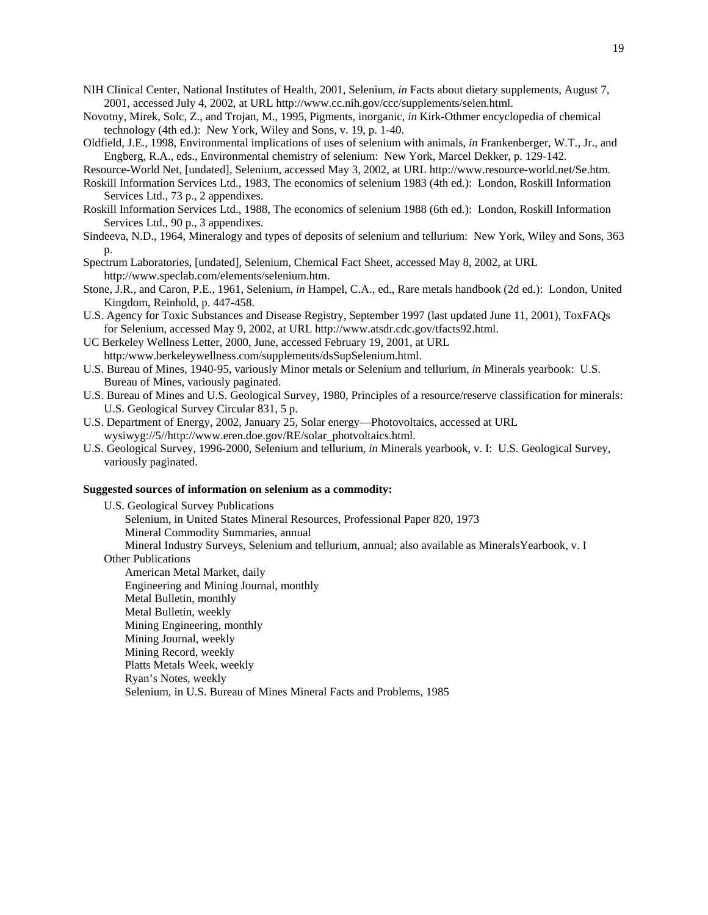NIH Clinical Center, National Institutes of Health, 2001, Selenium, *in* Facts about dietary supplements, August 7, 2001, accessed July 4, 2002, at URL http://www.cc.nih.gov/ccc/supplements/selen.html.

Novotny, Mirek, Solc, Z., and Trojan, M., 1995, Pigments, inorganic, *in* Kirk-Othmer encyclopedia of chemical technology (4th ed.): New York, Wiley and Sons, v. 19, p. 1-40.

Oldfield, J.E., 1998, Environmental implications of uses of selenium with animals, *in* Frankenberger, W.T., Jr., and Engberg, R.A., eds., Environmental chemistry of selenium: New York, Marcel Dekker, p. 129-142.

Resource-World Net, [undated], Selenium, accessed May 3, 2002, at URL http://www.resource-world.net/Se.htm.

Roskill Information Services Ltd., 1983, The economics of selenium 1983 (4th ed.): London, Roskill Information Services Ltd., 73 p., 2 appendixes.

Roskill Information Services Ltd., 1988, The economics of selenium 1988 (6th ed.): London, Roskill Information Services Ltd., 90 p., 3 appendixes.

Sindeeva, N.D., 1964, Mineralogy and types of deposits of selenium and tellurium: New York, Wiley and Sons, 363 p.

Spectrum Laboratories, [undated], Selenium, Chemical Fact Sheet, accessed May 8, 2002, at URL http://www.speclab.com/elements/selenium.htm.

Stone, J.R., and Caron, P.E., 1961, Selenium, *in* Hampel, C.A., ed., Rare metals handbook (2d ed.): London, United Kingdom, Reinhold, p. 447-458.

U.S. Agency for Toxic Substances and Disease Registry, September 1997 (last updated June 11, 2001), ToxFAQs for Selenium, accessed May 9, 2002, at URL http://www.atsdr.cdc.gov/tfacts92.html.

UC Berkeley Wellness Letter, 2000, June, accessed February 19, 2001, at URL http:/www.berkeleywellness.com/supplements/dsSupSelenium.html.

U.S. Bureau of Mines, 1940-95, variously Minor metals or Selenium and tellurium, *in* Minerals yearbook: U.S. Bureau of Mines, variously paginated.

U.S. Bureau of Mines and U.S. Geological Survey, 1980, Principles of a resource/reserve classification for minerals: U.S. Geological Survey Circular 831, 5 p.

U.S. Department of Energy, 2002, January 25, Solar energy—Photovoltaics, accessed at URL wysiwyg://5//http://www.eren.doe.gov/RE/solar_photvoltaics.html.

U.S. Geological Survey, 1996-2000, Selenium and tellurium, *in* Minerals yearbook, v. I: U.S. Geological Survey, variously paginated.

**Suggested sources of information on selenium as a commodity:**

U.S. Geological Survey Publications
- Selenium, in United States Mineral Resources, Professional Paper 820, 1973
- Mineral Commodity Summaries, annual
- Mineral Industry Surveys, Selenium and tellurium, annual; also available as MineralsYearbook, v. I

Other Publications
- American Metal Market, daily
- Engineering and Mining Journal, monthly
- Metal Bulletin, monthly
- Metal Bulletin, weekly
- Mining Engineering, monthly
- Mining Journal, weekly
- Mining Record, weekly
- Platts Metals Week, weekly
- Ryan's Notes, weekly
- Selenium, in U.S. Bureau of Mines Mineral Facts and Problems, 1985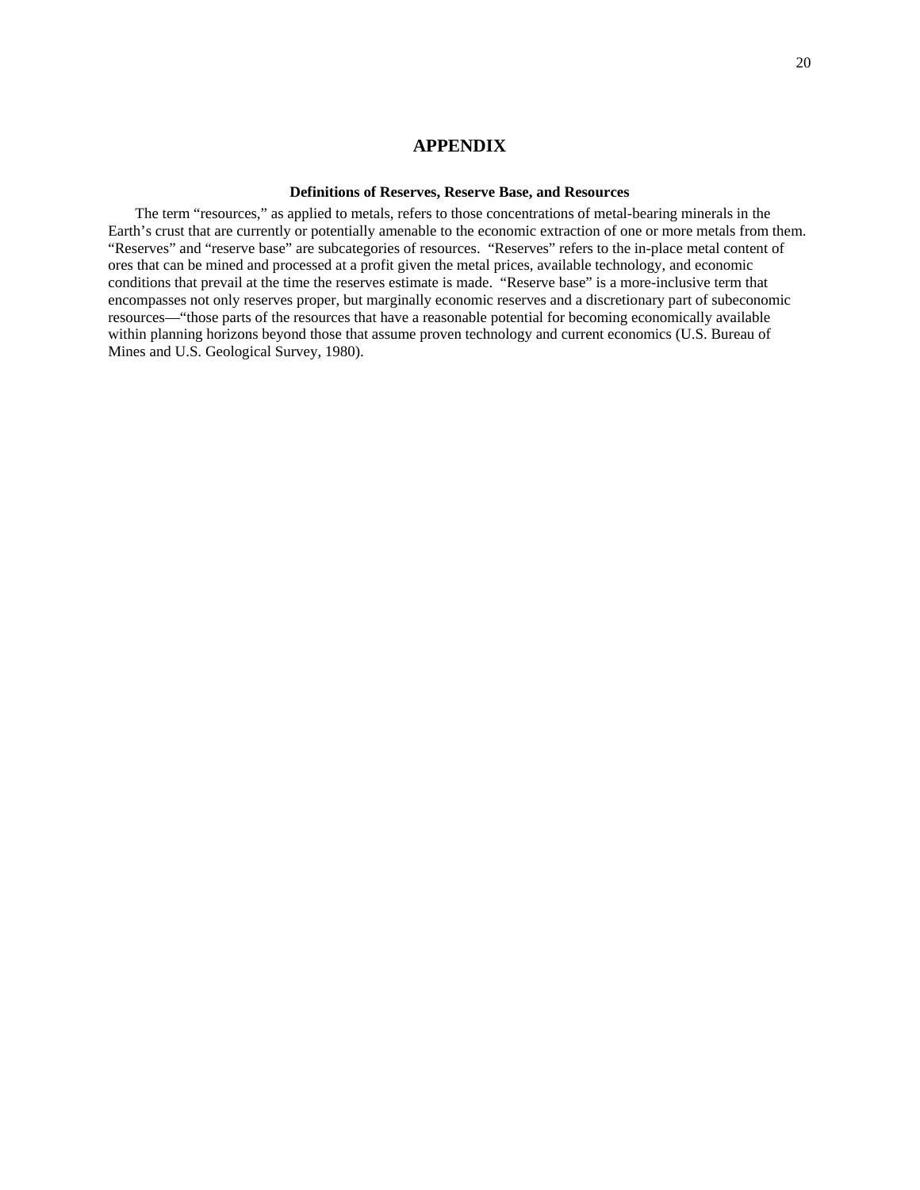# APPENDIX

### Definitions of Reserves, Reserve Base, and Resources

The term “resources,” as applied to metals, refers to those concentrations of metal-bearing minerals in the Earth’s crust that are currently or potentially amenable to the economic extraction of one or more metals from them. “Reserves” and “reserve base” are subcategories of resources. “Reserves” refers to the in-place metal content of ores that can be mined and processed at a profit given the metal prices, available technology, and economic conditions that prevail at the time the reserves estimate is made. “Reserve base” is a more-inclusive term that encompasses not only reserves proper, but marginally economic reserves and a discretionary part of subeconomic resources—“those parts of the resources that have a reasonable potential for becoming economically available within planning horizons beyond those that assume proven technology and current economics (U.S. Bureau of Mines and U.S. Geological Survey, 1980).